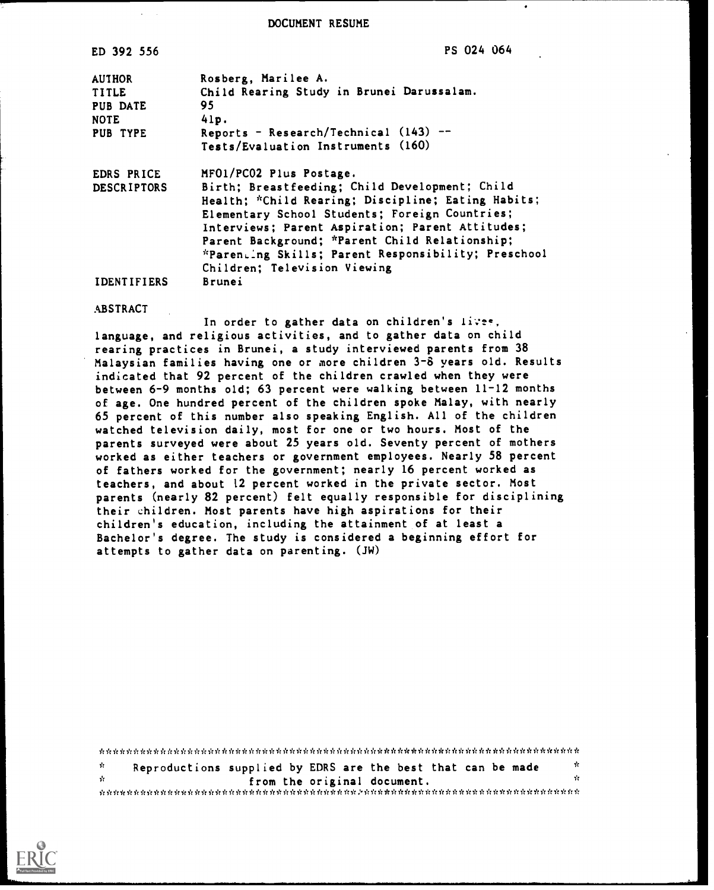DOCUMENT RESUME

| | |
|---|---|
| ED 392 556 | PS 024 064 |
| AUTHOR | Rosberg, Marilee A. |
| TITLE | Child Rearing Study in Brunei Darussalam. |
| PUB DATE | 95 |
| NOTE | 41p. |
| PUB TYPE | Reports - Research/Technical (143) -- Tests/Evaluation Instruments (160) |
| EDRS PRICE | MF01/PC02 Plus Postage. |
| DESCRIPTORS | Birth; Breastfeeding; Child Development; Child Health; *Child Rearing; Discipline; Eating Habits; Elementary School Students; Foreign Countries; Interviews; Parent Aspiration; Parent Attitudes; Parent Background; *Parent Child Relationship; *Parenting Skills; Parent Responsibility; Preschool Children; Television Viewing |
| IDENTIFIERS | Brunei |

ABSTRACT

In order to gather data on children's lives, language, and religious activities, and to gather data on child rearing practices in Brunei, a study interviewed parents from 38 Malaysian families having one or more children 3-8 years old. Results indicated that 92 percent of the children crawled when they were between 6-9 months old; 63 percent were walking between 11-12 months of age. One hundred percent of the children spoke Malay, with nearly 65 percent of this number also speaking English. All of the children watched television daily, most for one or two hours. Most of the parents surveyed were about 25 years old. Seventy percent of mothers worked as either teachers or government employees. Nearly 58 percent of fathers worked for the government; nearly 16 percent worked as teachers, and about 12 percent worked in the private sector. Most parents (nearly 82 percent) felt equally responsible for disciplining their children. Most parents have high aspirations for their children's education, including the attainment of at least a Bachelor's degree. The study is considered a beginning effort for attempts to gather data on parenting. (JW)

Reproductions supplied by EDRS are the best that can be made from the original document.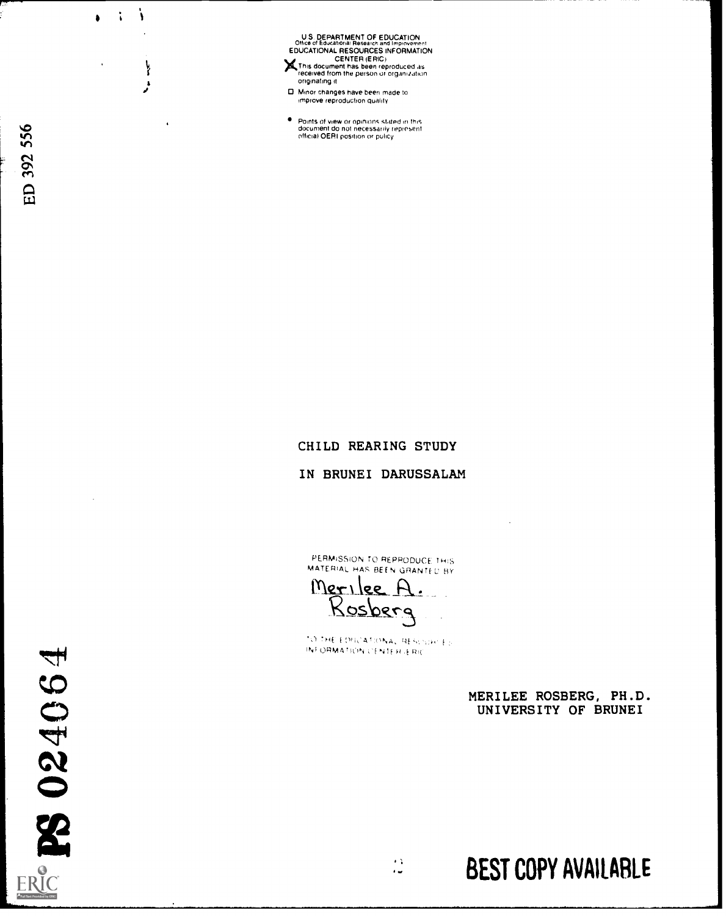U.S. DEPARTMENT OF EDUCATION
Office of Educational Research and Improvement
EDUCATIONAL RESOURCES INFORMATION CENTER (ERIC)

- [X] This document has been reproduced as received from the person or organization originating it
- [ ] Minor changes have been made to improve reproduction quality

- Points of view or opinions stated in this document do not necessarily represent official OERI position or policy

ED 392 556

# CHILD REARING STUDY

# IN BRUNEI DARUSSALAM

PERMISSION TO REPRODUCE THIS MATERIAL HAS BEEN GRANTED BY

Merilee A. Rosberg

TO THE EDUCATIONAL RESOURCES INFORMATION CENTER (ERIC)

MERILEE ROSBERG, PH.D.
UNIVERSITY OF BRUNEI

PS 024064

BEST COPY AVAILABLE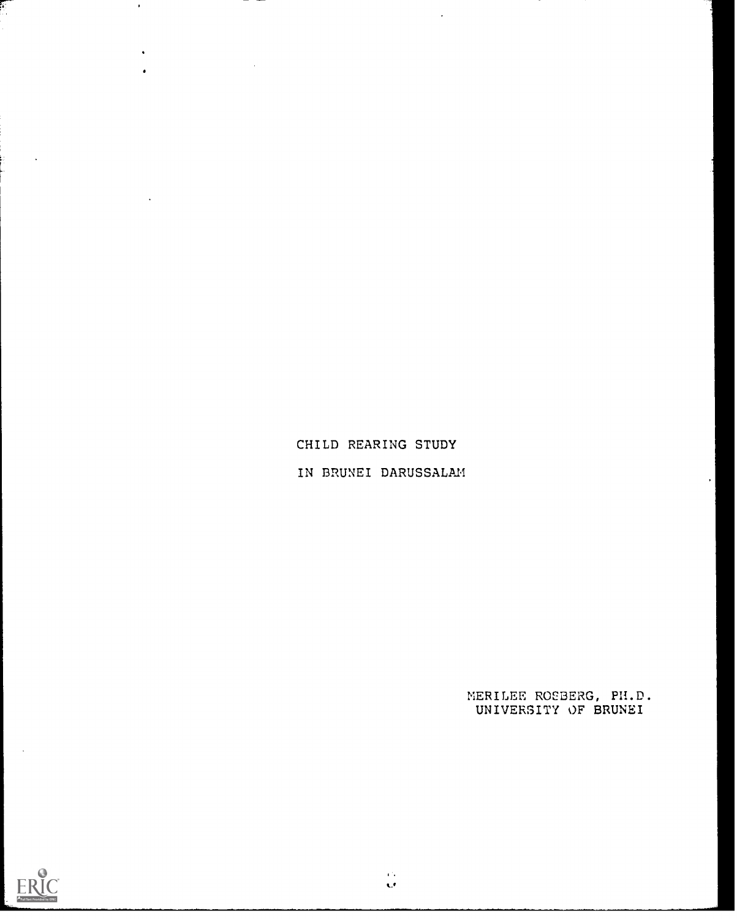# CHILD REARING STUDY

# IN BRUNEI DARUSSALAM

MERILEE ROSBERG, PH.D.
UNIVERSITY OF BRUNEI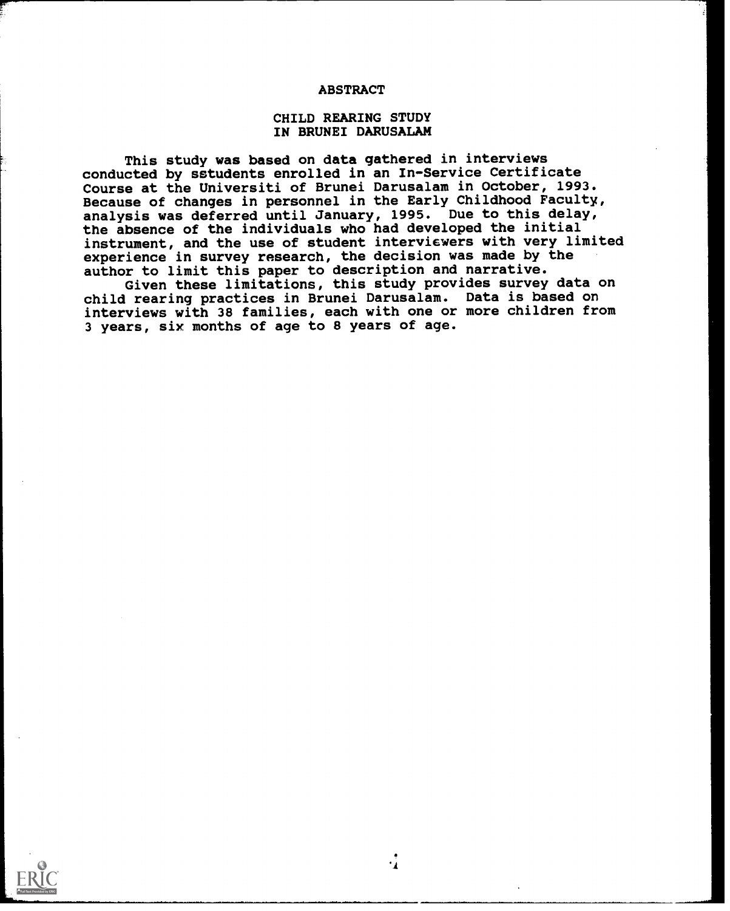# ABSTRACT

## CHILD REARING STUDY IN BRUNEI DARUSALAM

This study was based on data gathered in interviews conducted by sstudents enrolled in an In-Service Certificate Course at the Universiti of Brunei Darusalam in October, 1993. Because of changes in personnel in the Early Childhood Faculty, analysis was deferred until January, 1995. Due to this delay, the absence of the individuals who had developed the initial instrument, and the use of student interviewers with very limited experience in survey research, the decision was made by the author to limit this paper to description and narrative.

Given these limitations, this study provides survey data on child rearing practices in Brunei Darusalam. Data is based on interviews with 38 families, each with one or more children from 3 years, six months of age to 8 years of age.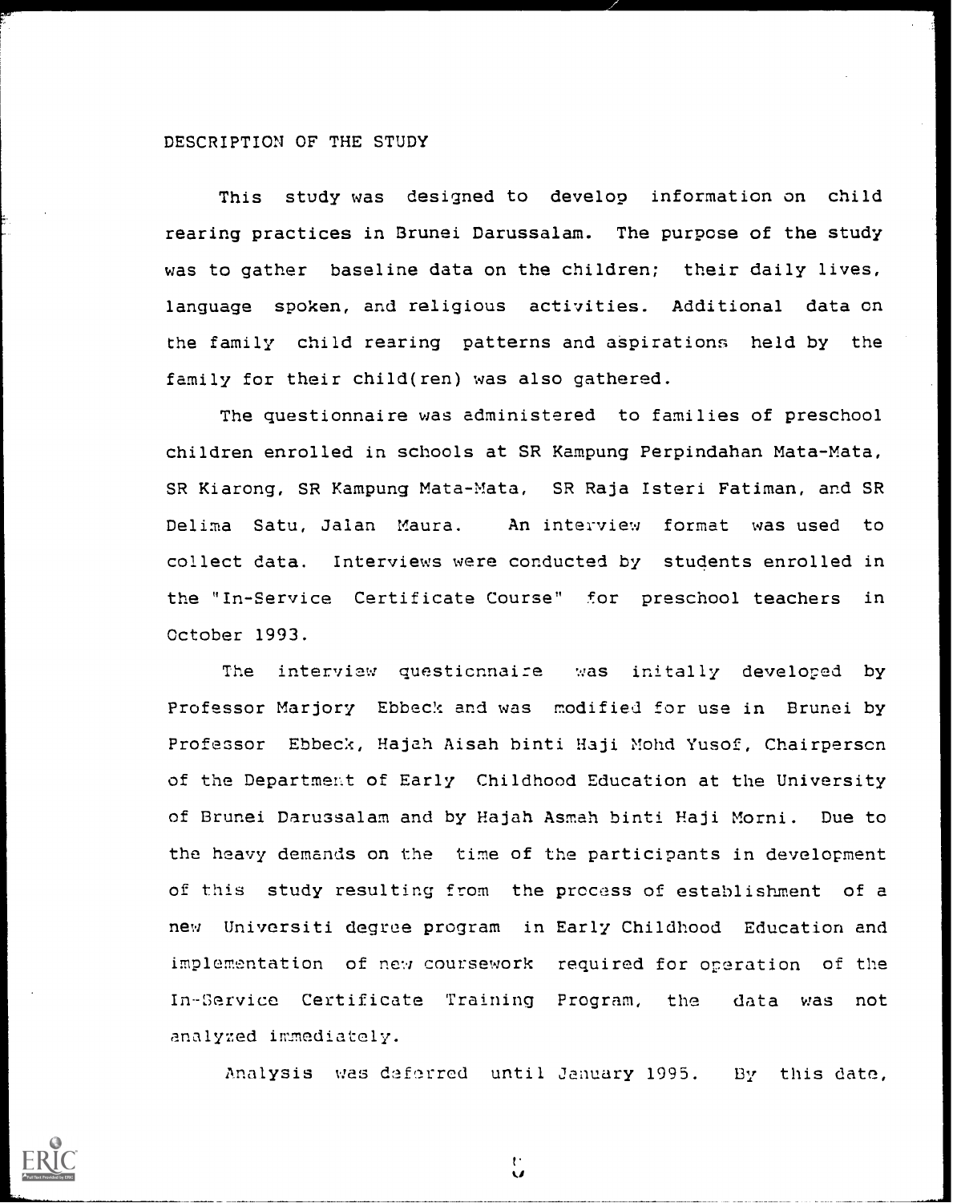## DESCRIPTION OF THE STUDY

This study was designed to develop information on child rearing practices in Brunei Darussalam. The purpose of the study was to gather baseline data on the children; their daily lives, language spoken, and religious activities. Additional data on the family child rearing patterns and aspirations held by the family for their child(ren) was also gathered.

The questionnaire was administered to families of preschool children enrolled in schools at SR Kampung Perpindahan Mata-Mata, SR Kiarong, SR Kampung Mata-Mata, SR Raja Isteri Fatiman, and SR Delima Satu, Jalan Maura. An interview format was used to collect data. Interviews were conducted by students enrolled in the "In-Service Certificate Course" for preschool teachers in October 1993.

The interview questionnaire was initally developed by Professor Marjory Ebbeck and was modified for use in Brunei by Professor Ebbeck, Hajah Aisah binti Haji Mohd Yusof, Chairperson of the Department of Early Childhood Education at the University of Brunei Darussalam and by Hajah Asmah binti Haji Morni. Due to the heavy demands on the time of the participants in development of this study resulting from the process of establishment of a new Universiti degree program in Early Childhood Education and implementation of new coursework required for operation of the In-Service Certificate Training Program, the data was not analyzed immediately.

Analysis was deferred until January 1995. By this date,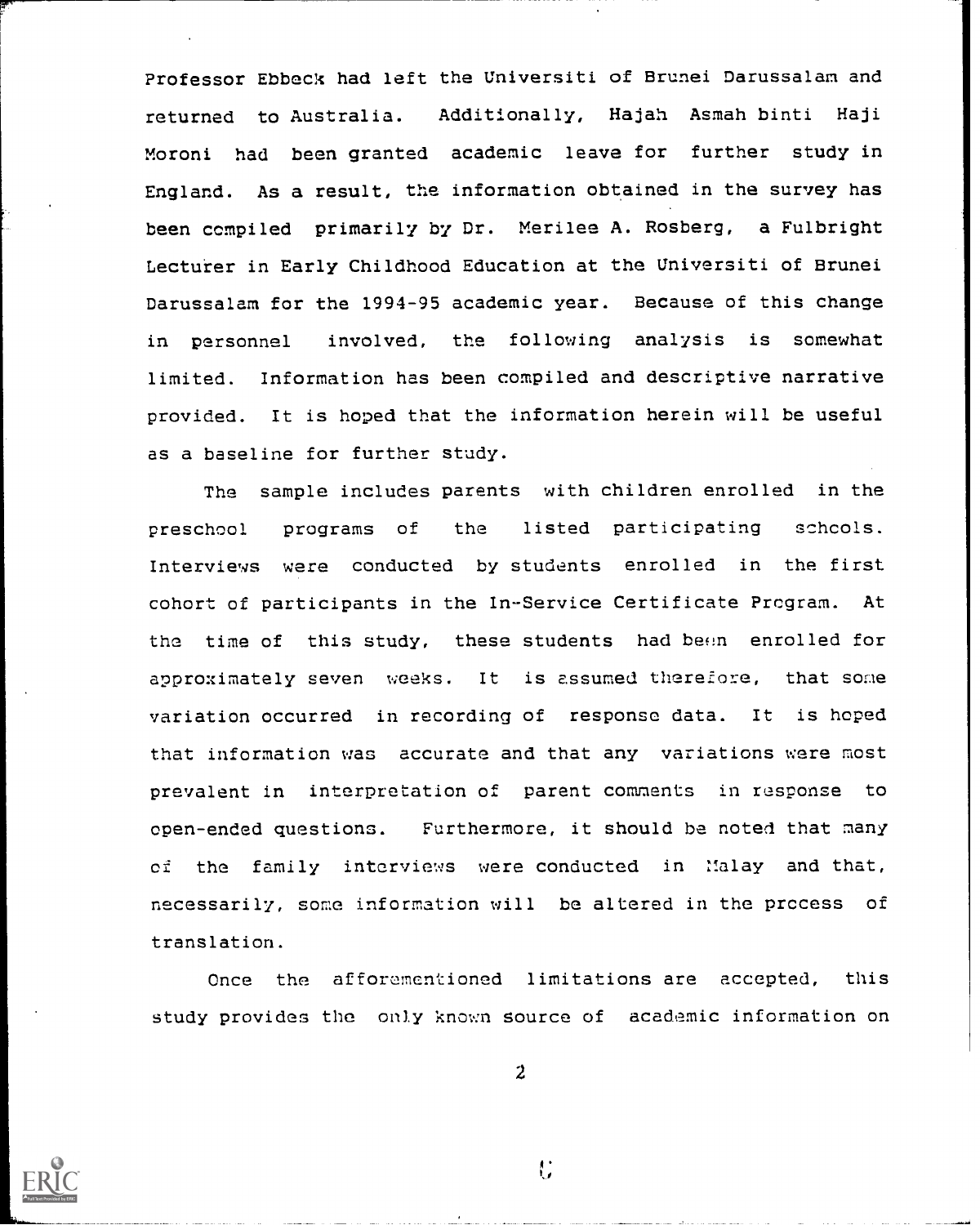Professor Ebbeck had left the Universiti of Brunei Darussalam and returned to Australia. Additionally, Hajah Asmah binti Haji Moroni had been granted academic leave for further study in England. As a result, the information obtained in the survey has been compiled primarily by Dr. Merilee A. Rosberg, a Fulbright Lecturer in Early Childhood Education at the Universiti of Brunei Darussalam for the 1994-95 academic year. Because of this change in personnel involved, the following analysis is somewhat limited. Information has been compiled and descriptive narrative provided. It is hoped that the information herein will be useful as a baseline for further study.

The sample includes parents with children enrolled in the preschool programs of the listed participating schools. Interviews were conducted by students enrolled in the first cohort of participants in the In-Service Certificate Program. At the time of this study, these students had been enrolled for approximately seven weeks. It is assumed therefore, that some variation occurred in recording of response data. It is hoped that information was accurate and that any variations were most prevalent in interpretation of parent comments in response to open-ended questions. Furthermore, it should be noted that many of the family interviews were conducted in Malay and that, necessarily, some information will be altered in the process of translation.

Once the afforementioned limitations are accepted, this study provides the only known source of academic information on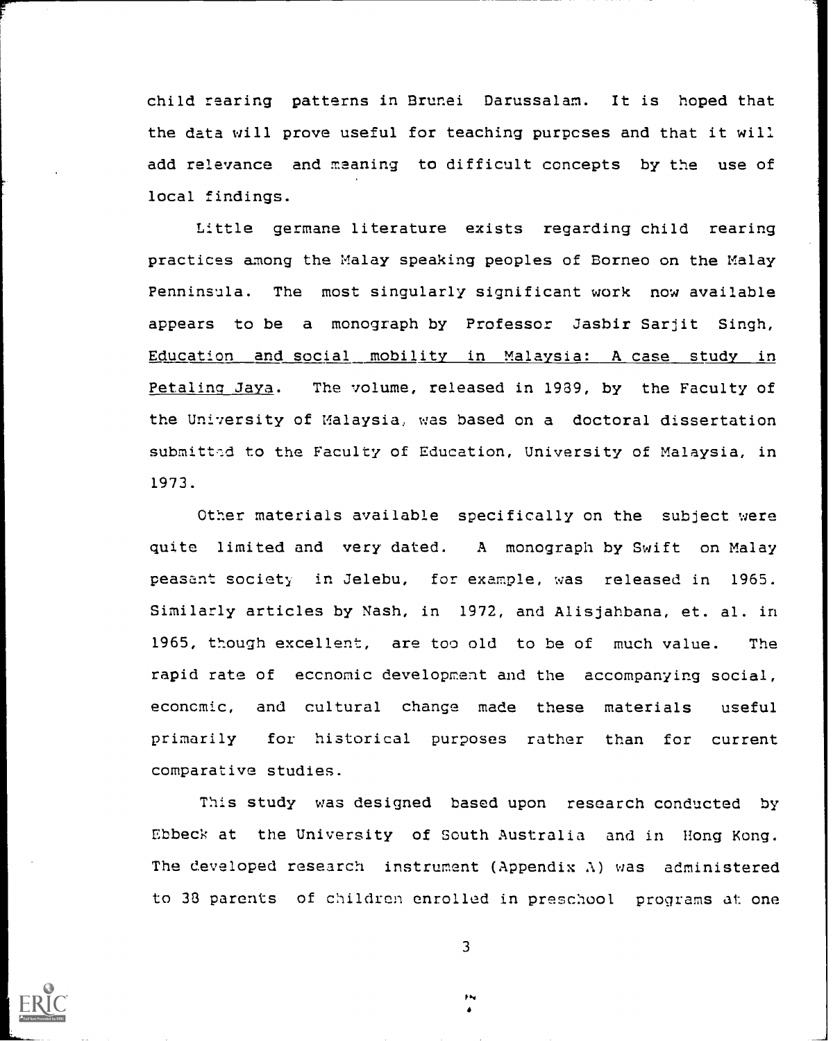child rearing patterns in Brunei Darussalam. It is hoped that the data will prove useful for teaching purposes and that it will add relevance and meaning to difficult concepts by the use of local findings.

Little germane literature exists regarding child rearing practices among the Malay speaking peoples of Borneo on the Malay Penninsula. The most singularly significant work now available appears to be a monograph by Professor Jasbir Sarjit Singh, Education and social mobility in Malaysia: A case study in Petaling Jaya. The volume, released in 1989, by the Faculty of the University of Malaysia, was based on a doctoral dissertation submitted to the Faculty of Education, University of Malaysia, in 1973.

Other materials available specifically on the subject were quite limited and very dated. A monograph by Swift on Malay peasant society in Jelebu, for example, was released in 1965. Similarly articles by Nash, in 1972, and Alisjahbana, et. al. in 1965, though excellent, are too old to be of much value. The rapid rate of economic development and the accompanying social, economic, and cultural change made these materials useful primarily for historical purposes rather than for current comparative studies.

This study was designed based upon research conducted by Ebbeck at the University of South Australia and in Hong Kong. The developed research instrument (Appendix A) was administered to 38 parents of children enrolled in preschool programs at one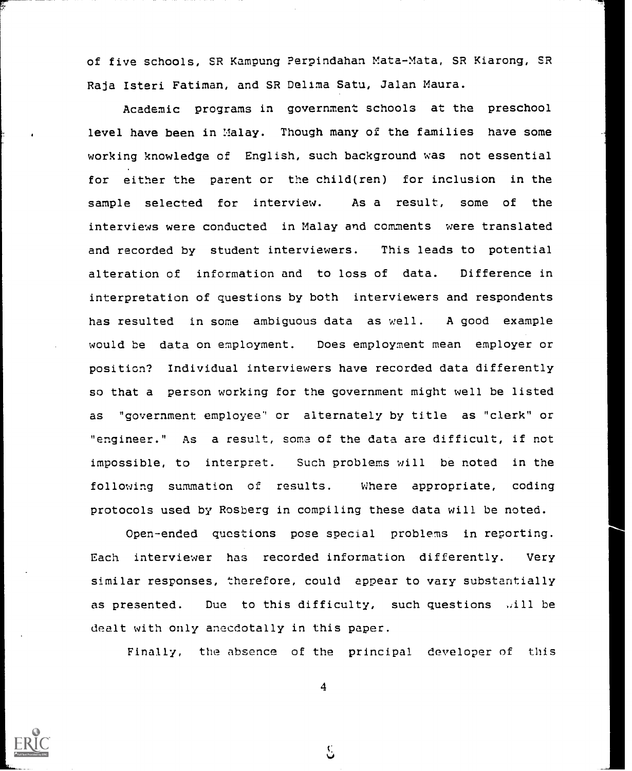of five schools, SR Kampung Perpindahan Mata-Mata, SR Kiarong, SR Raja Isteri Fatiman, and SR Delima Satu, Jalan Maura.

Academic programs in government schools at the preschool level have been in Malay. Though many of the families have some working knowledge of English, such background was not essential for either the parent or the child(ren) for inclusion in the sample selected for interview. As a result, some of the interviews were conducted in Malay and comments were translated and recorded by student interviewers. This leads to potential alteration of information and to loss of data. Difference in interpretation of questions by both interviewers and respondents has resulted in some ambiguous data as well. A good example would be data on employment. Does employment mean employer or position? Individual interviewers have recorded data differently so that a person working for the government might well be listed as "government employee" or alternately by title as "clerk" or "engineer." As a result, some of the data are difficult, if not impossible, to interpret. Such problems will be noted in the following summation of results. Where appropriate, coding protocols used by Rosberg in compiling these data will be noted.

Open-ended questions pose special problems in reporting. Each interviewer has recorded information differently. Very similar responses, therefore, could appear to vary substantially as presented. Due to this difficulty, such questions will be dealt with only anecdotally in this paper.

Finally, the absence of the principal developer of this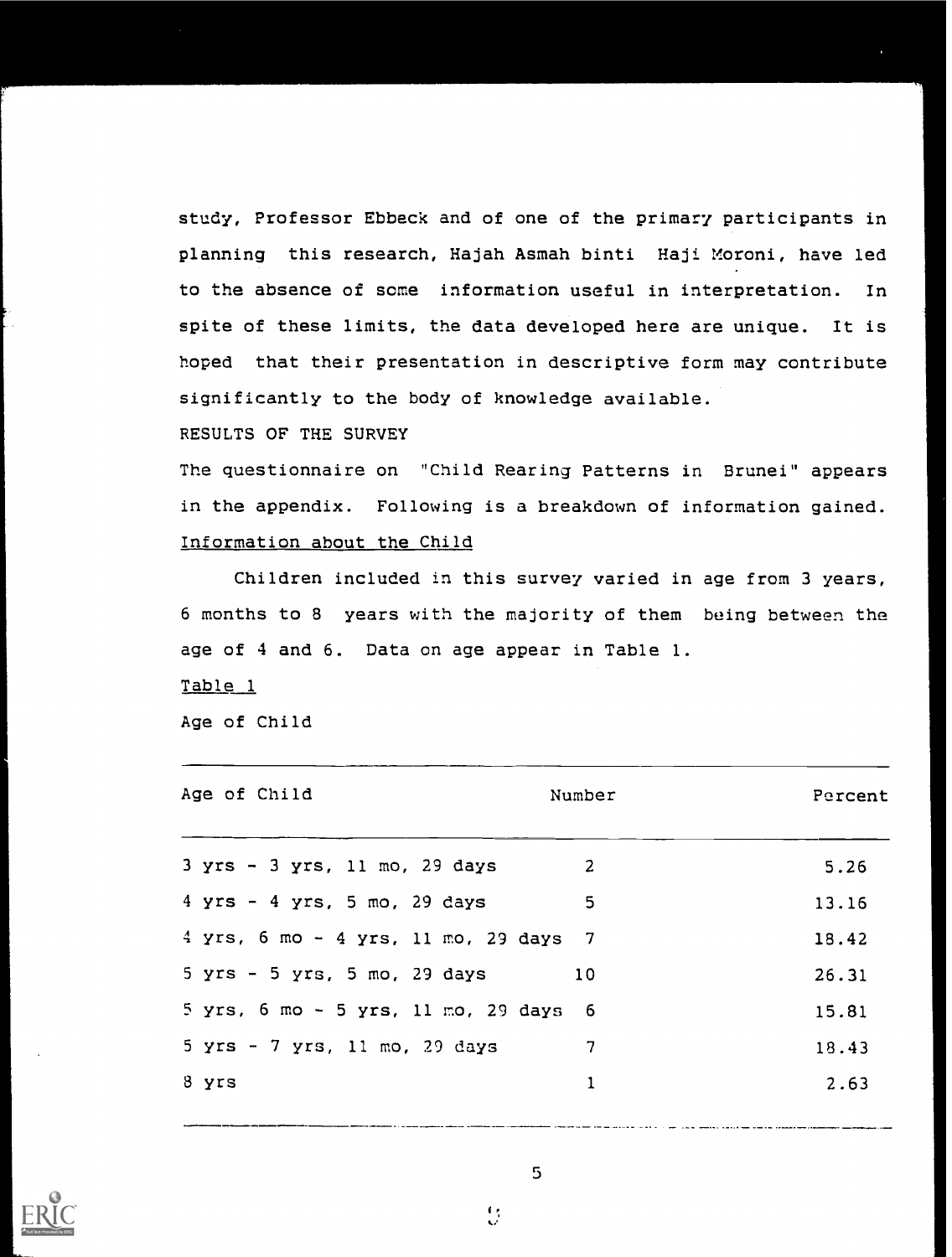study, Professor Ebbeck and of one of the primary participants in planning this research, Hajah Asmah binti Haji Moroni, have led to the absence of some information useful in interpretation. In spite of these limits, the data developed here are unique. It is hoped that their presentation in descriptive form may contribute significantly to the body of knowledge available.

## RESULTS OF THE SURVEY

The questionnaire on "Child Rearing Patterns in Brunei" appears in the appendix. Following is a breakdown of information gained.

### Information about the Child

Children included in this survey varied in age from 3 years, 6 months to 8 years with the majority of them being between the age of 4 and 6. Data on age appear in Table 1.

Table 1

Age of Child

| Age of Child | Number | Percent |
|---|---|---|
| 3 yrs - 3 yrs, 11 mo, 29 days | 2 | 5.26 |
| 4 yrs - 4 yrs, 5 mo, 29 days | 5 | 13.16 |
| 4 yrs, 6 mo - 4 yrs, 11 mo, 29 days | 7 | 18.42 |
| 5 yrs - 5 yrs, 5 mo, 29 days | 10 | 26.31 |
| 5 yrs, 6 mo - 5 yrs, 11 mo, 29 days | 6 | 15.81 |
| 5 yrs - 7 yrs, 11 mo, 29 days | 7 | 18.43 |
| 8 yrs | 1 | 2.63 |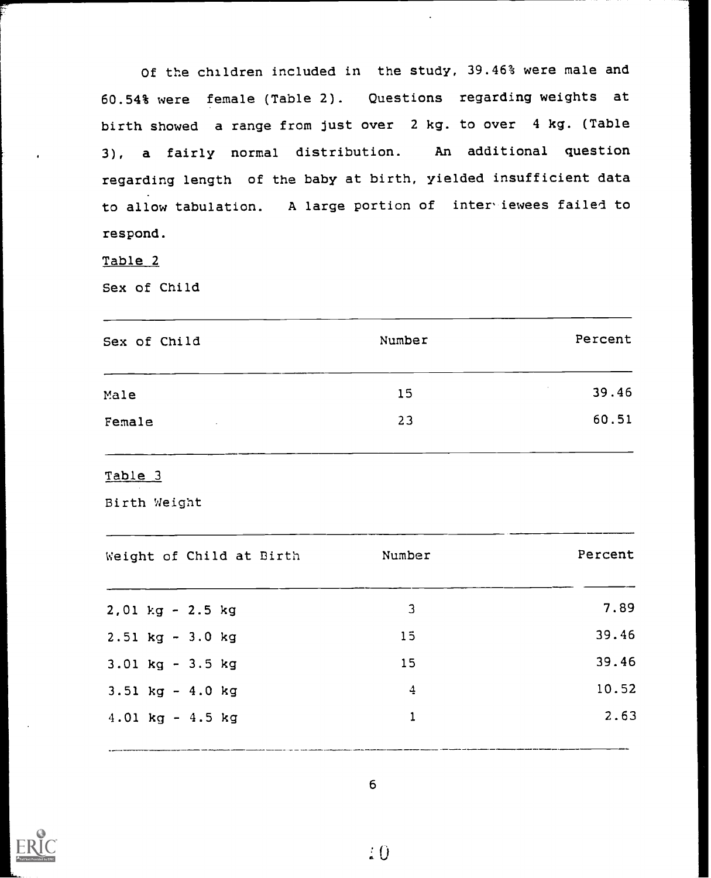Of the children included in the study, 39.46% were male and 60.54% were female (Table 2). Questions regarding weights at birth showed a range from just over 2 kg. to over 4 kg. (Table 3), a fairly normal distribution. An additional question regarding length of the baby at birth, yielded insufficient data to allow tabulation. A large portion of interviewees failed to respond.

Table 2

Sex of Child

| Sex of Child | Number | Percent |
|---|---|---|
| Male | 15 | 39.46 |
| Female | 23 | 60.51 |

Table 3

Birth Weight

| Weight of Child at Birth | Number | Percent |
|---|---|---|
| 2,01 kg - 2.5 kg | 3 | 7.89 |
| 2.51 kg - 3.0 kg | 15 | 39.46 |
| 3.01 kg - 3.5 kg | 15 | 39.46 |
| 3.51 kg - 4.0 kg | 4 | 10.52 |
| 4.01 kg - 4.5 kg | 1 | 2.63 |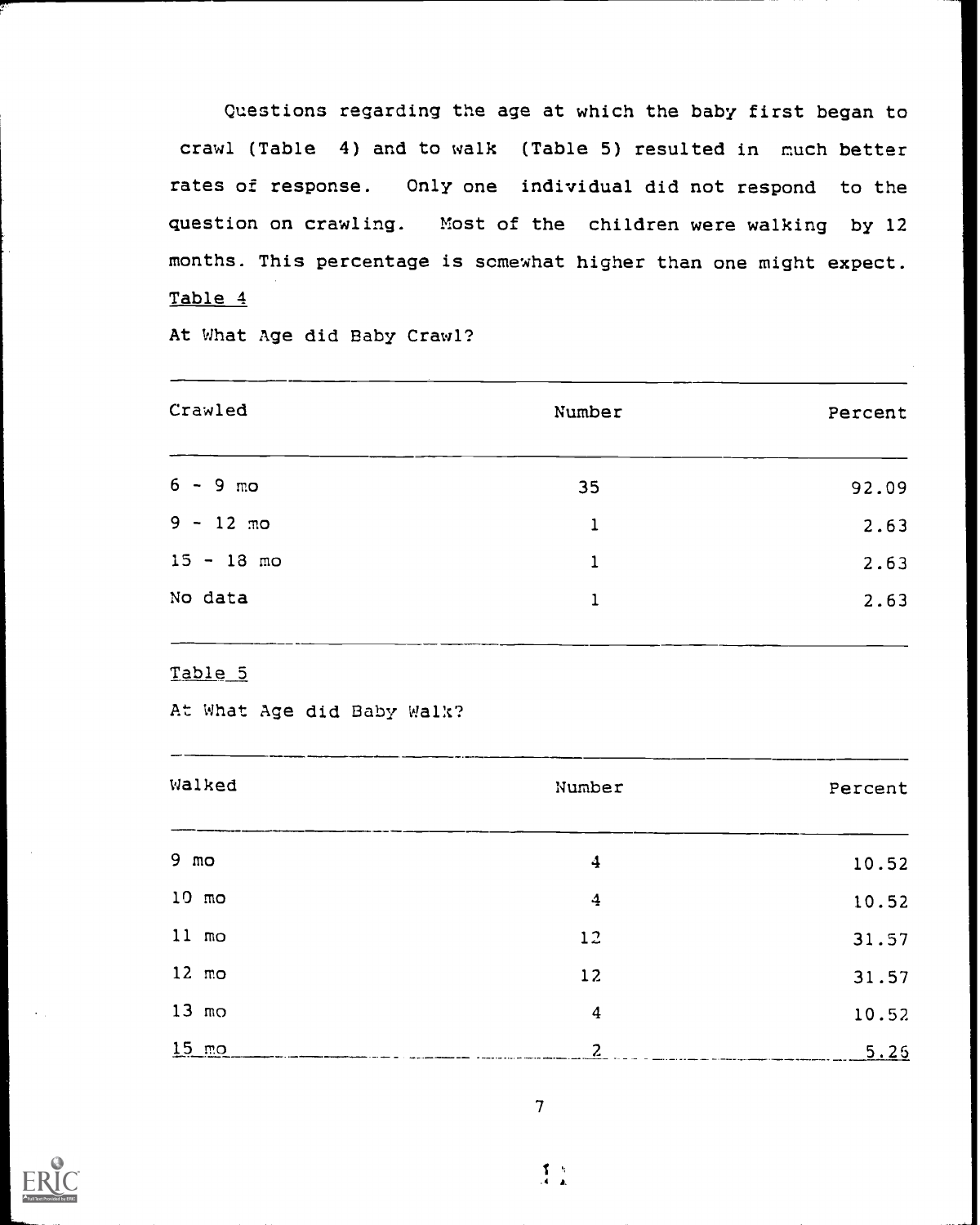Questions regarding the age at which the baby first began to crawl (Table 4) and to walk (Table 5) resulted in much better rates of response. Only one individual did not respond to the question on crawling. Most of the children were walking by 12 months. This percentage is somewhat higher than one might expect.

Table 4

At What Age did Baby Crawl?

| Crawled | Number | Percent |
|---|---|---|
| 6 - 9 mo | 35 | 92.09 |
| 9 - 12 mo | 1 | 2.63 |
| 15 - 18 mo | 1 | 2.63 |
| No data | 1 | 2.63 |

Table 5

At What Age did Baby Walk?

| Walked | Number | Percent |
|---|---|---|
| 9 mo | 4 | 10.52 |
| 10 mo | 4 | 10.52 |
| 11 mo | 12 | 31.57 |
| 12 mo | 12 | 31.57 |
| 13 mo | 4 | 10.52 |
| 15 mo | 2 | 5.26 |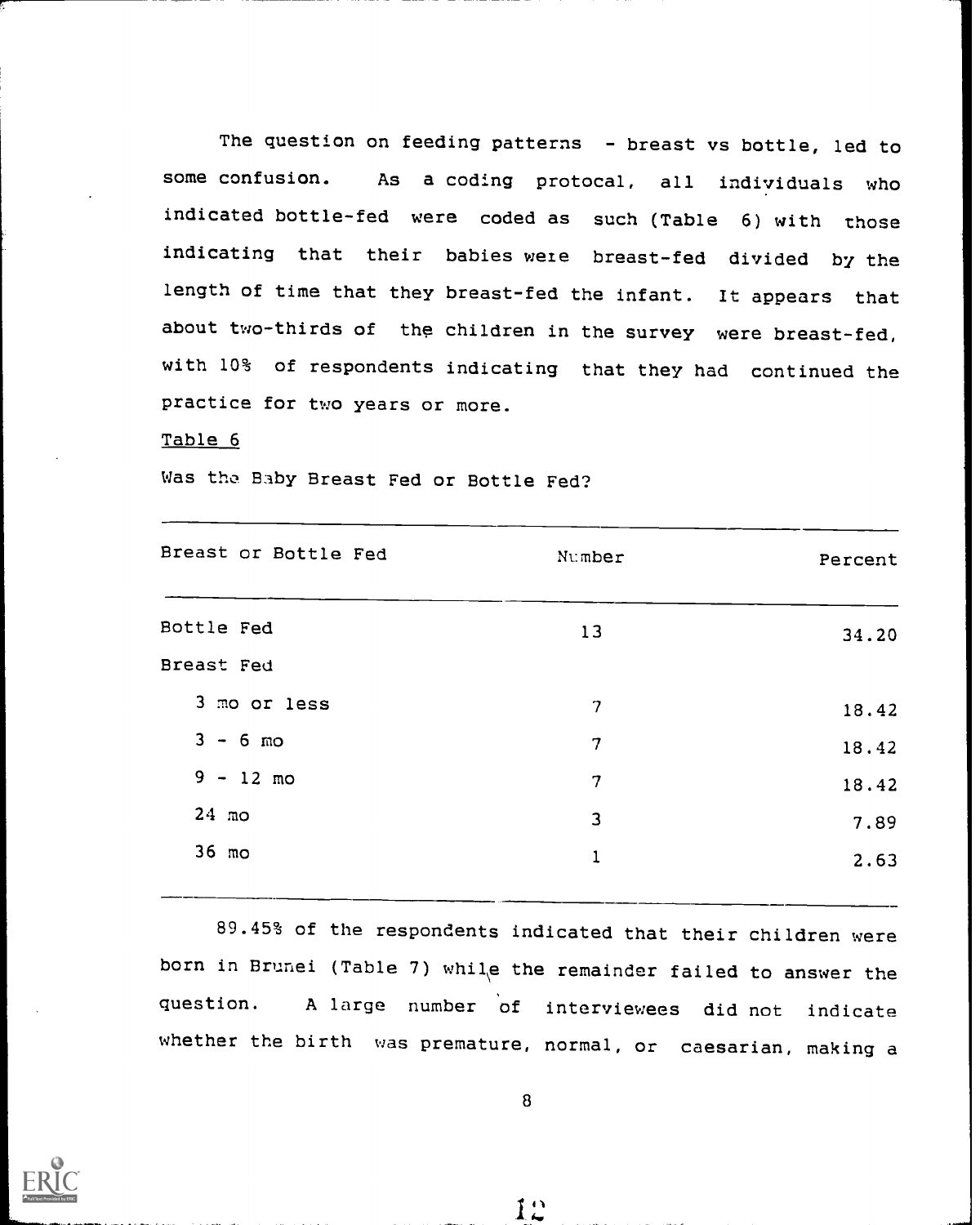The question on feeding patterns - breast vs bottle, led to some confusion. As a coding protocal, all individuals who indicated bottle-fed were coded as such (Table 6) with those indicating that their babies were breast-fed divided by the length of time that they breast-fed the infant. It appears that about two-thirds of the children in the survey were breast-fed, with 10% of respondents indicating that they had continued the practice for two years or more.

Table 6

Was the Baby Breast Fed or Bottle Fed?

| Breast or Bottle Fed | Number | Percent |
|---|---|---|
| Bottle Fed | 13 | 34.20 |
| Breast Fed | | |
| 3 mo or less | 7 | 18.42 |
| 3 - 6 mo | 7 | 18.42 |
| 9 - 12 mo | 7 | 18.42 |
| 24 mo | 3 | 7.89 |
| 36 mo | 1 | 2.63 |

89.45% of the respondents indicated that their children were born in Brunei (Table 7) while the remainder failed to answer the question. A large number of interviewees did not indicate whether the birth was premature, normal, or caesarian, making a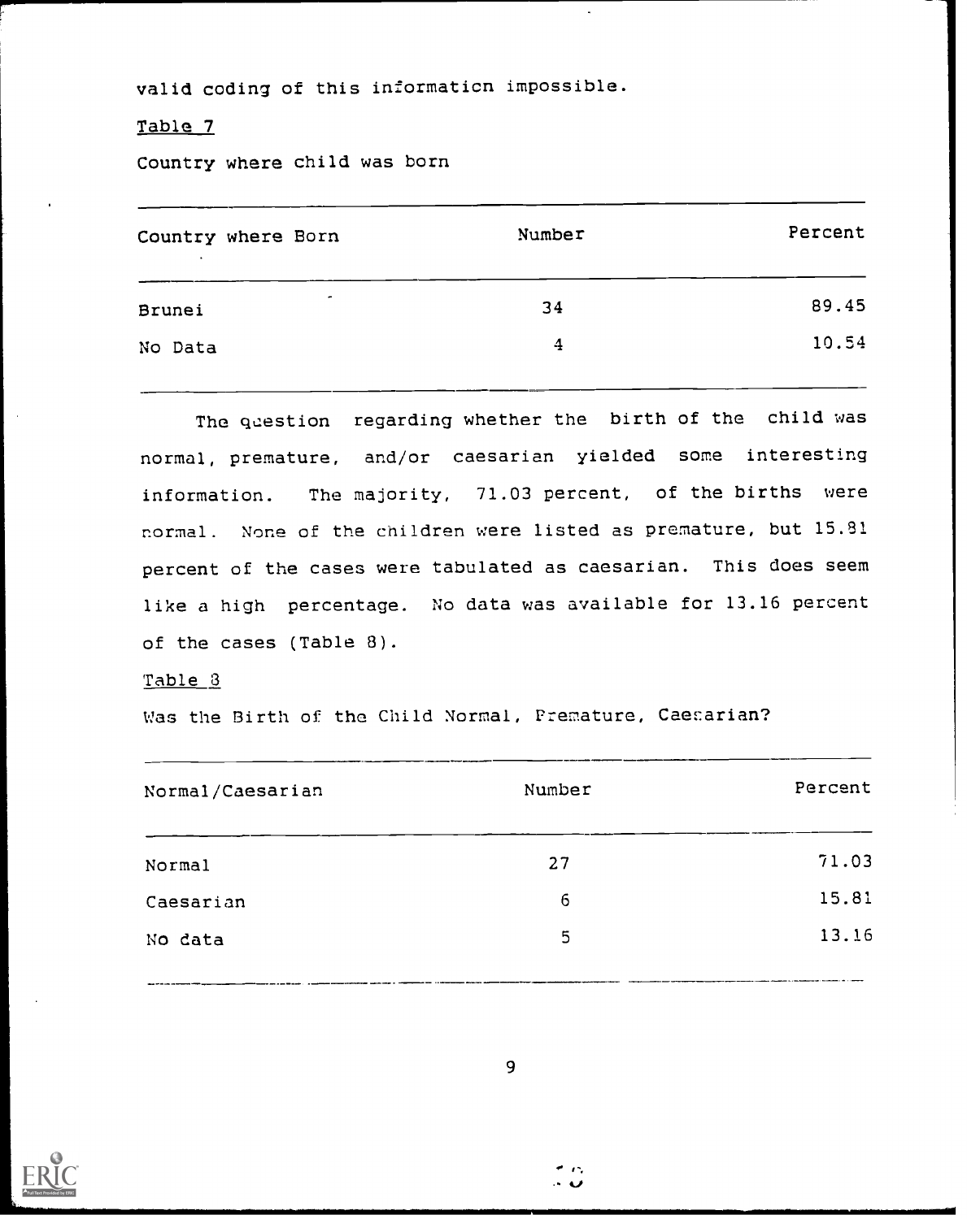valid coding of this information impossible.

Table 7

Country where child was born

| Country where Born | Number | Percent |
|---|---|---|
| Brunei | 34 | 89.45 |
| No Data | 4 | 10.54 |

The question regarding whether the birth of the child was normal, premature, and/or caesarian yielded some interesting information. The majority, 71.03 percent, of the births were normal. None of the children were listed as premature, but 15.81 percent of the cases were tabulated as caesarian. This does seem like a high percentage. No data was available for 13.16 percent of the cases (Table 8).

Table 8

Was the Birth of the Child Normal, Premature, Caesarian?

| Normal/Caesarian | Number | Percent |
|---|---|---|
| Normal | 27 | 71.03 |
| Caesarian | 6 | 15.81 |
| No data | 5 | 13.16 |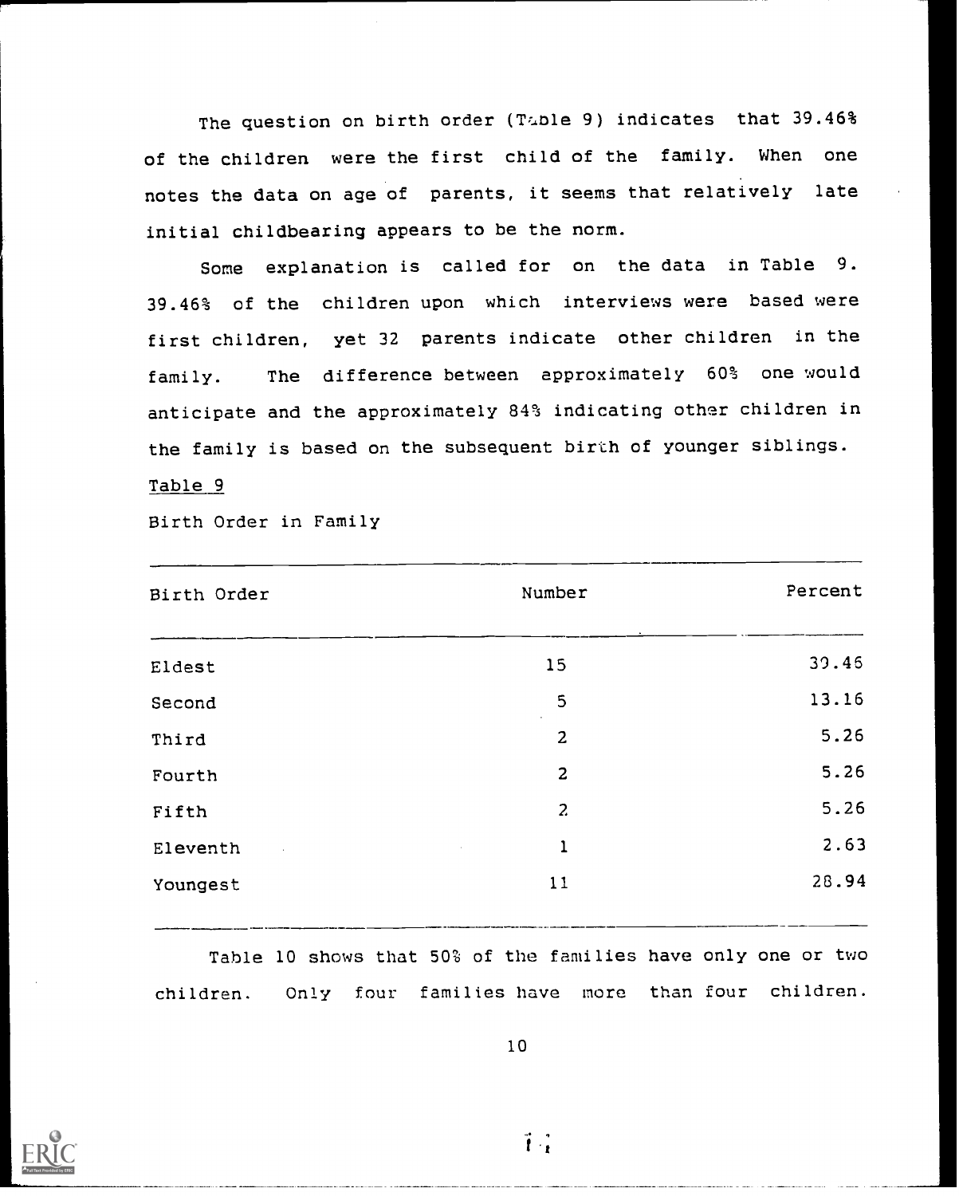The question on birth order (Table 9) indicates that 39.46% of the children were the first child of the family. When one notes the data on age of parents, it seems that relatively late initial childbearing appears to be the norm.

Some explanation is called for on the data in Table 9. 39.46% of the children upon which interviews were based were first children, yet 32 parents indicate other children in the family. The difference between approximately 60% one would anticipate and the approximately 84% indicating other children in the family is based on the subsequent birth of younger siblings.

Table 9

Birth Order in Family

| Birth Order | Number | Percent |
|---|---|---|
| Eldest | 15 | 39.46 |
| Second | 5 | 13.16 |
| Third | 2 | 5.26 |
| Fourth | 2 | 5.26 |
| Fifth | 2 | 5.26 |
| Eleventh | 1 | 2.63 |
| Youngest | 11 | 28.94 |

Table 10 shows that 50% of the families have only one or two children. Only four families have more than four children.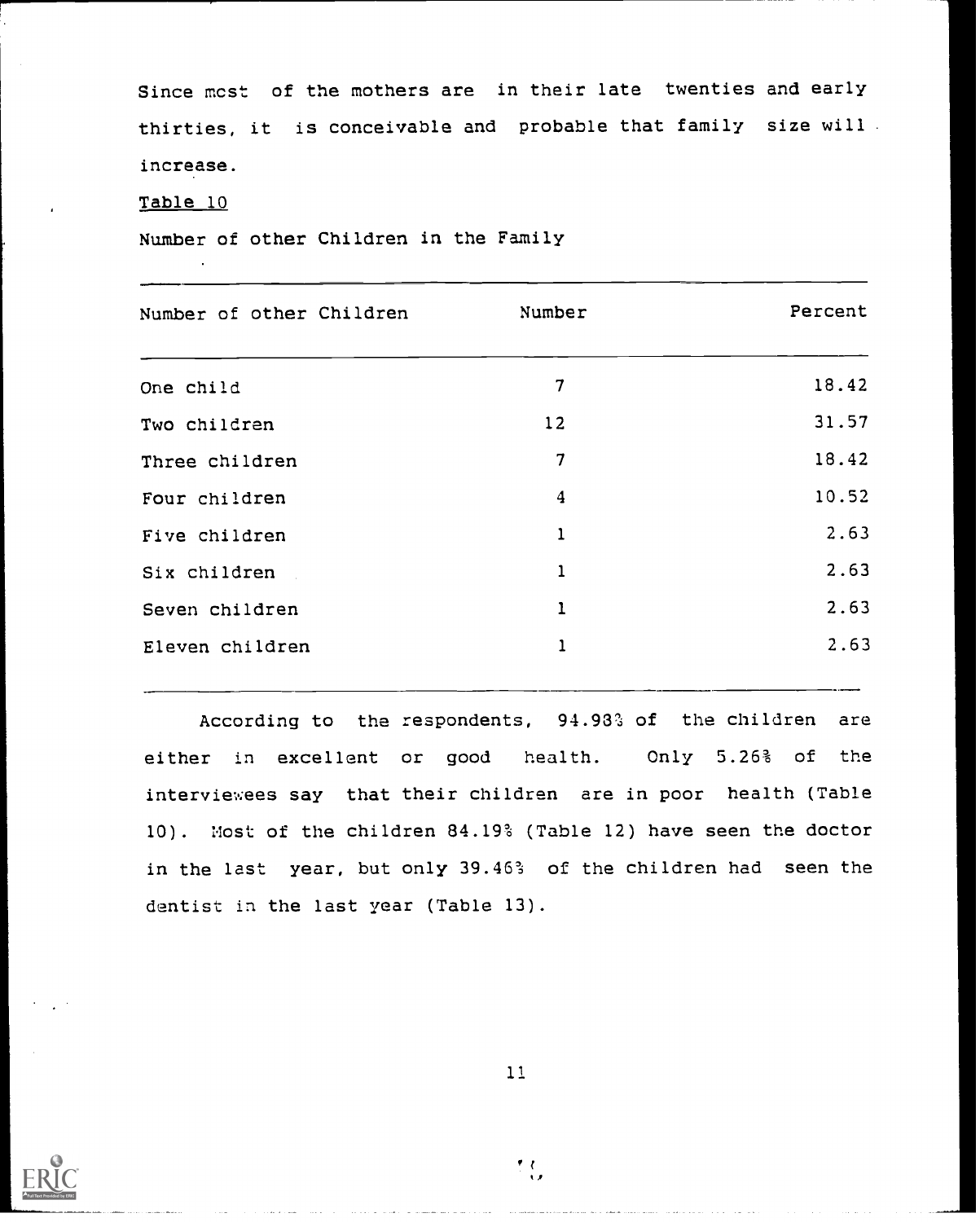Since most of the mothers are in their late twenties and early thirties, it is conceivable and probable that family size will increase.

Table 10

Number of other Children in the Family

| Number of other Children | Number | Percent |
|---|---|---|
| One child | 7 | 18.42 |
| Two children | 12 | 31.57 |
| Three children | 7 | 18.42 |
| Four children | 4 | 10.52 |
| Five children | 1 | 2.63 |
| Six children | 1 | 2.63 |
| Seven children | 1 | 2.63 |
| Eleven children | 1 | 2.63 |

According to the respondents, 94.98% of the children are either in excellent or good health. Only 5.26% of the interviewees say that their children are in poor health (Table 10). Most of the children 84.19% (Table 12) have seen the doctor in the last year, but only 39.46% of the children had seen the dentist in the last year (Table 13).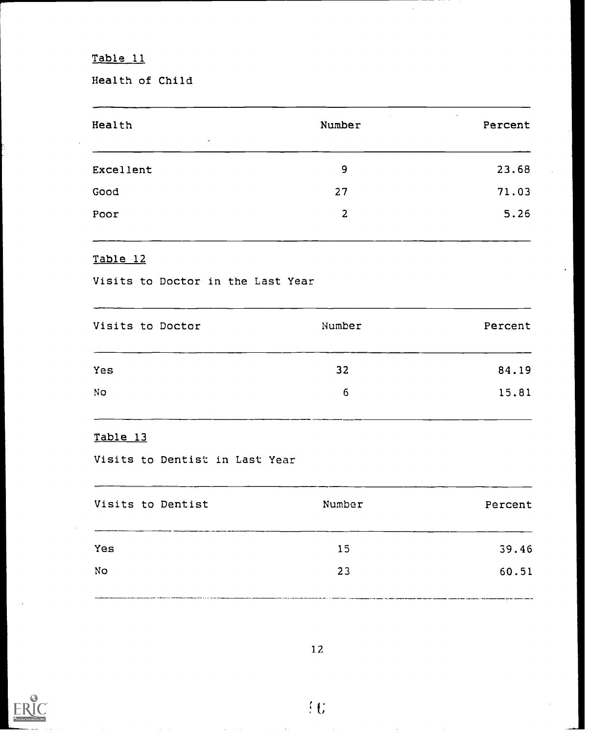Table 11

Health of Child

| Health | Number | Percent |
|---|---|---|
| Excellent | 9 | 23.68 |
| Good | 27 | 71.03 |
| Poor | 2 | 5.26 |

Table 12

Visits to Doctor in the Last Year

| Visits to Doctor | Number | Percent |
|---|---|---|
| Yes | 32 | 84.19 |
| No | 6 | 15.81 |

Table 13

Visits to Dentist in Last Year

| Visits to Dentist | Number | Percent |
|---|---|---|
| Yes | 15 | 39.46 |
| No | 23 | 60.51 |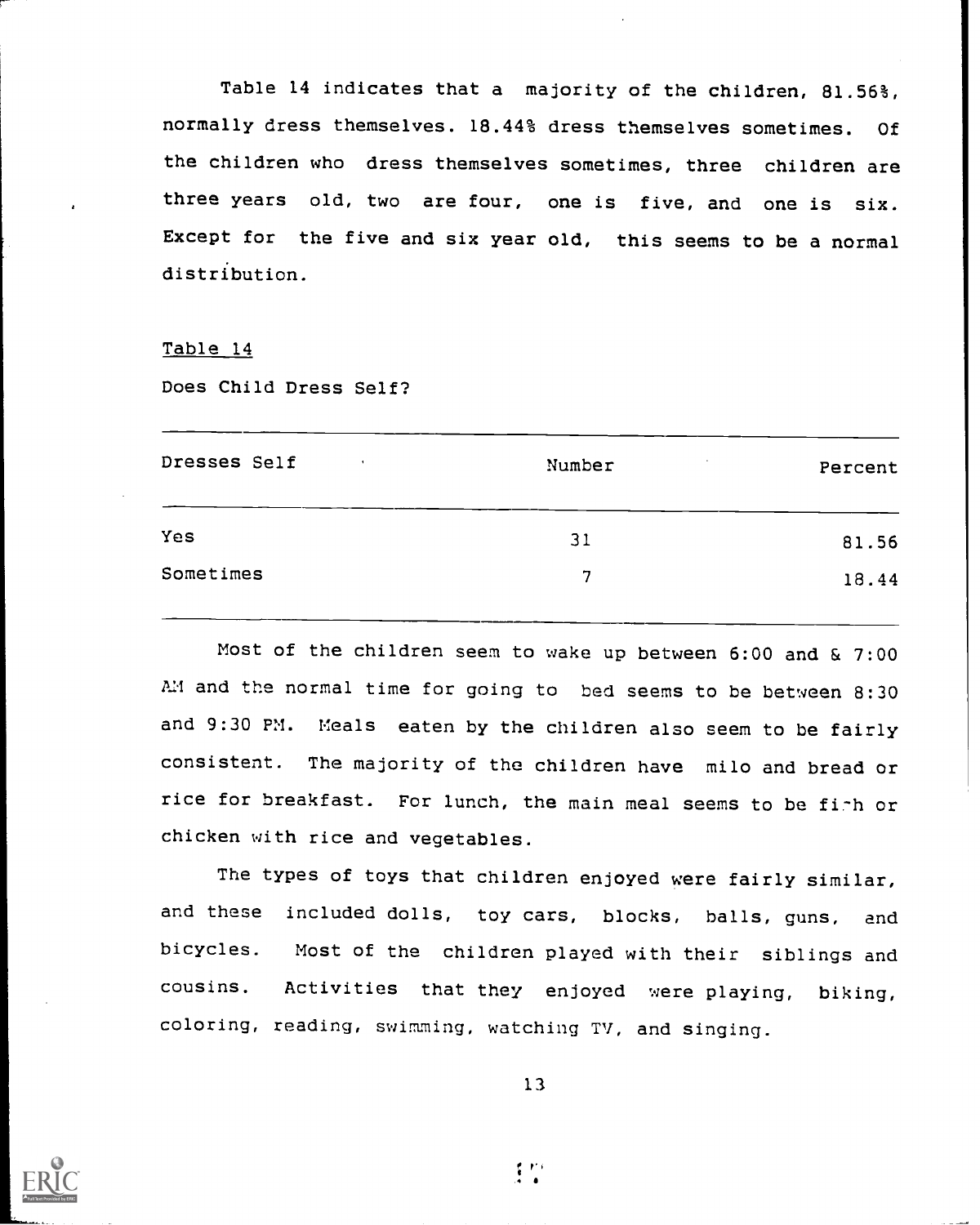Table 14 indicates that a majority of the children, 81.56%, normally dress themselves. 18.44% dress themselves sometimes. Of the children who dress themselves sometimes, three children are three years old, two are four, one is five, and one is six. Except for the five and six year old, this seems to be a normal distribution.

Table 14

Does Child Dress Self?

| Dresses Self | Number | Percent |
|---|---|---|
| Yes | 31 | 81.56 |
| Sometimes | 7 | 18.44 |

Most of the children seem to wake up between 6:00 and & 7:00 AM and the normal time for going to bed seems to be between 8:30 and 9:30 PM. Meals eaten by the children also seem to be fairly consistent. The majority of the children have milo and bread or rice for breakfast. For lunch, the main meal seems to be fish or chicken with rice and vegetables.

The types of toys that children enjoyed were fairly similar, and these included dolls, toy cars, blocks, balls, guns, and bicycles. Most of the children played with their siblings and cousins. Activities that they enjoyed were playing, biking, coloring, reading, swimming, watching TV, and singing.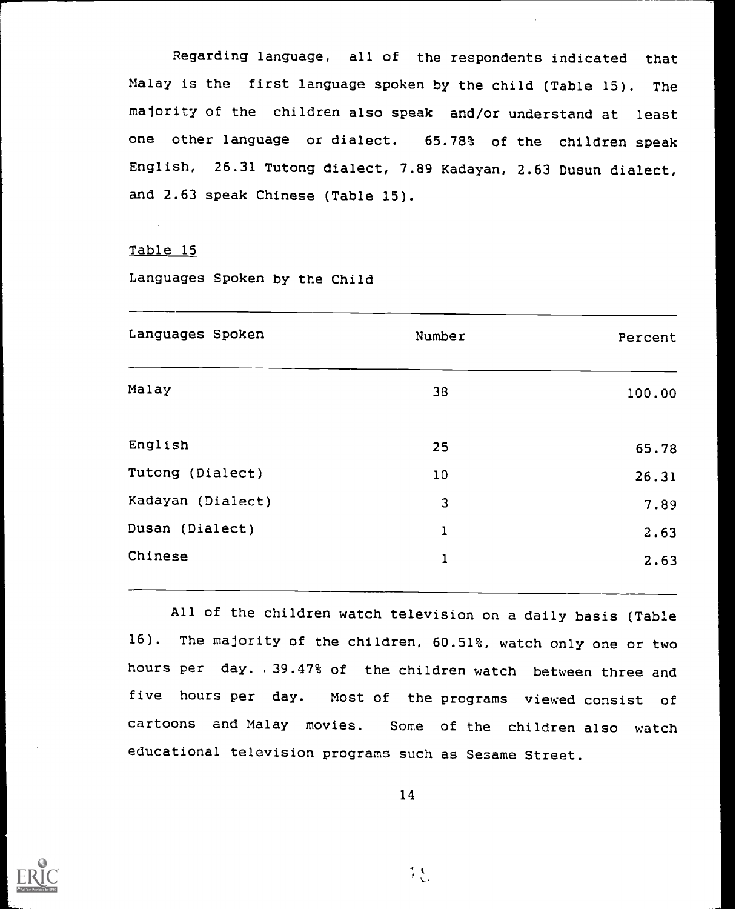Regarding language, all of the respondents indicated that Malay is the first language spoken by the child (Table 15). The majority of the children also speak and/or understand at least one other language or dialect. 65.78% of the children speak English, 26.31 Tutong dialect, 7.89 Kadayan, 2.63 Dusun dialect, and 2.63 speak Chinese (Table 15).

Table 15

Languages Spoken by the Child

| Languages Spoken | Number | Percent |
|---|---|---|
| Malay | 38 | 100.00 |
| English | 25 | 65.78 |
| Tutong (Dialect) | 10 | 26.31 |
| Kadayan (Dialect) | 3 | 7.89 |
| Dusan (Dialect) | 1 | 2.63 |
| Chinese | 1 | 2.63 |

All of the children watch television on a daily basis (Table 16). The majority of the children, 60.51%, watch only one or two hours per day. 39.47% of the children watch between three and five hours per day. Most of the programs viewed consist of cartoons and Malay movies. Some of the children also watch educational television programs such as Sesame Street.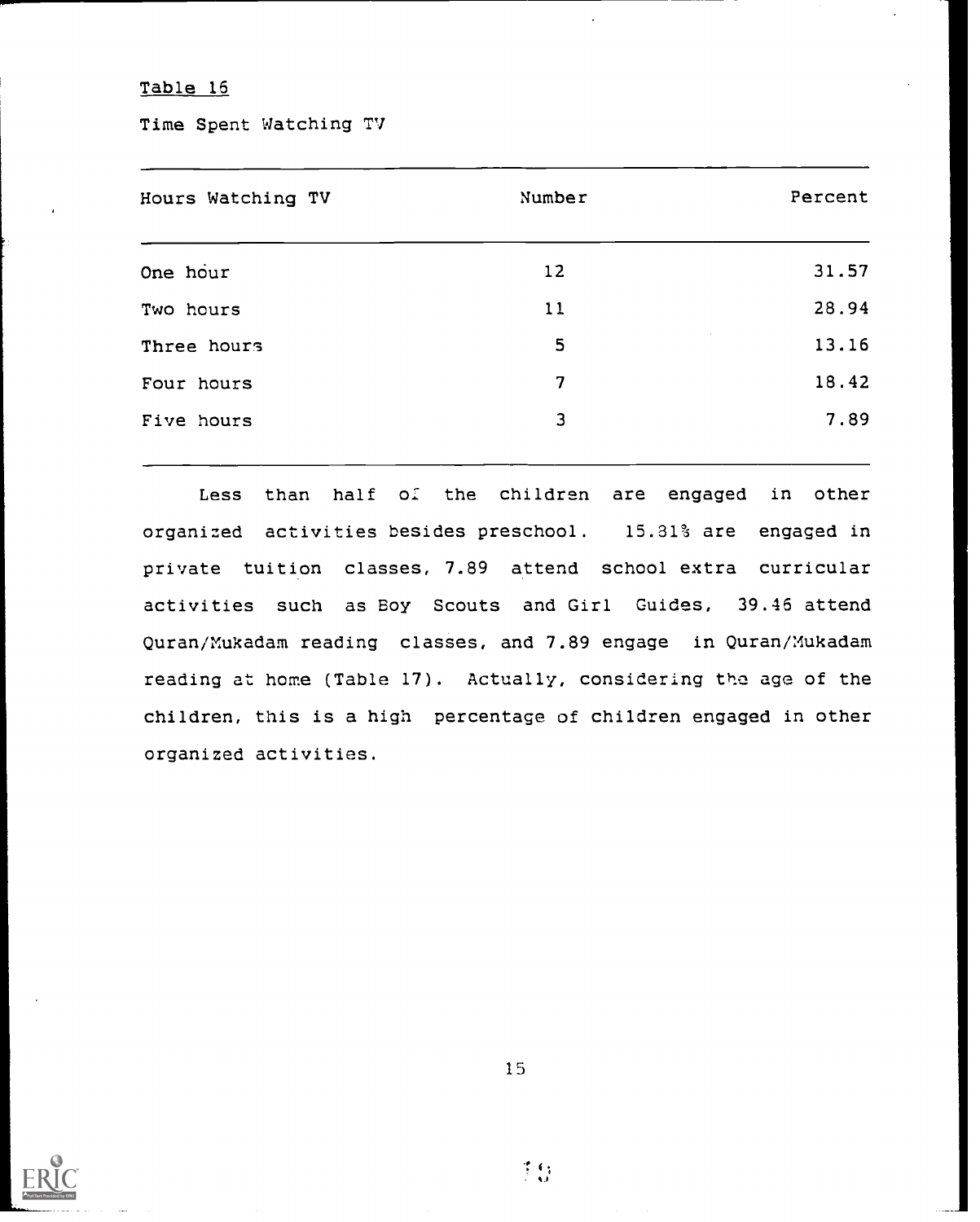Table 16

Time Spent Watching TV

| Hours Watching TV | Number | Percent |
|---|---|---|
| One hour | 12 | 31.57 |
| Two hours | 11 | 28.94 |
| Three hours | 5 | 13.16 |
| Four hours | 7 | 18.42 |
| Five hours | 3 | 7.89 |

Less than half of the children are engaged in other organized activities besides preschool. 15.31% are engaged in private tuition classes, 7.89 attend school extra curricular activities such as Boy Scouts and Girl Guides, 39.46 attend Quran/Mukadam reading classes, and 7.89 engage in Quran/Mukadam reading at home (Table 17). Actually, considering the age of the children, this is a high percentage of children engaged in other organized activities.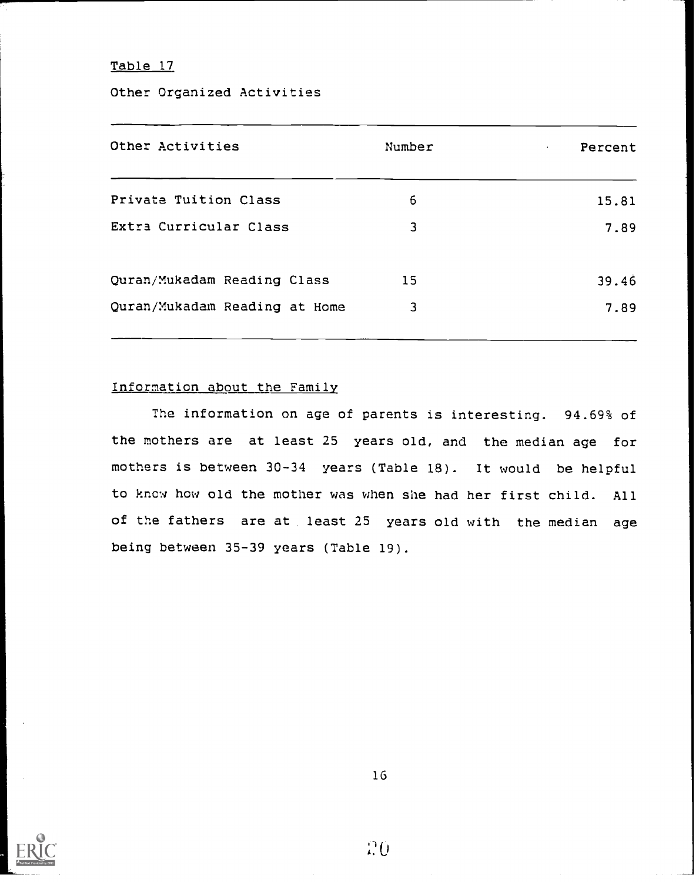Table 17

Other Organized Activities

| Other Activities | Number | Percent |
|---|---|---|
| Private Tuition Class | 6 | 15.81 |
| Extra Curricular Class | 3 | 7.89 |
| Quran/Mukadam Reading Class | 15 | 39.46 |
| Quran/Mukadam Reading at Home | 3 | 7.89 |

Information about the Family

The information on age of parents is interesting. 94.69% of the mothers are at least 25 years old, and the median age for mothers is between 30-34 years (Table 18). It would be helpful to know how old the mother was when she had her first child. All of the fathers are at least 25 years old with the median age being between 35-39 years (Table 19).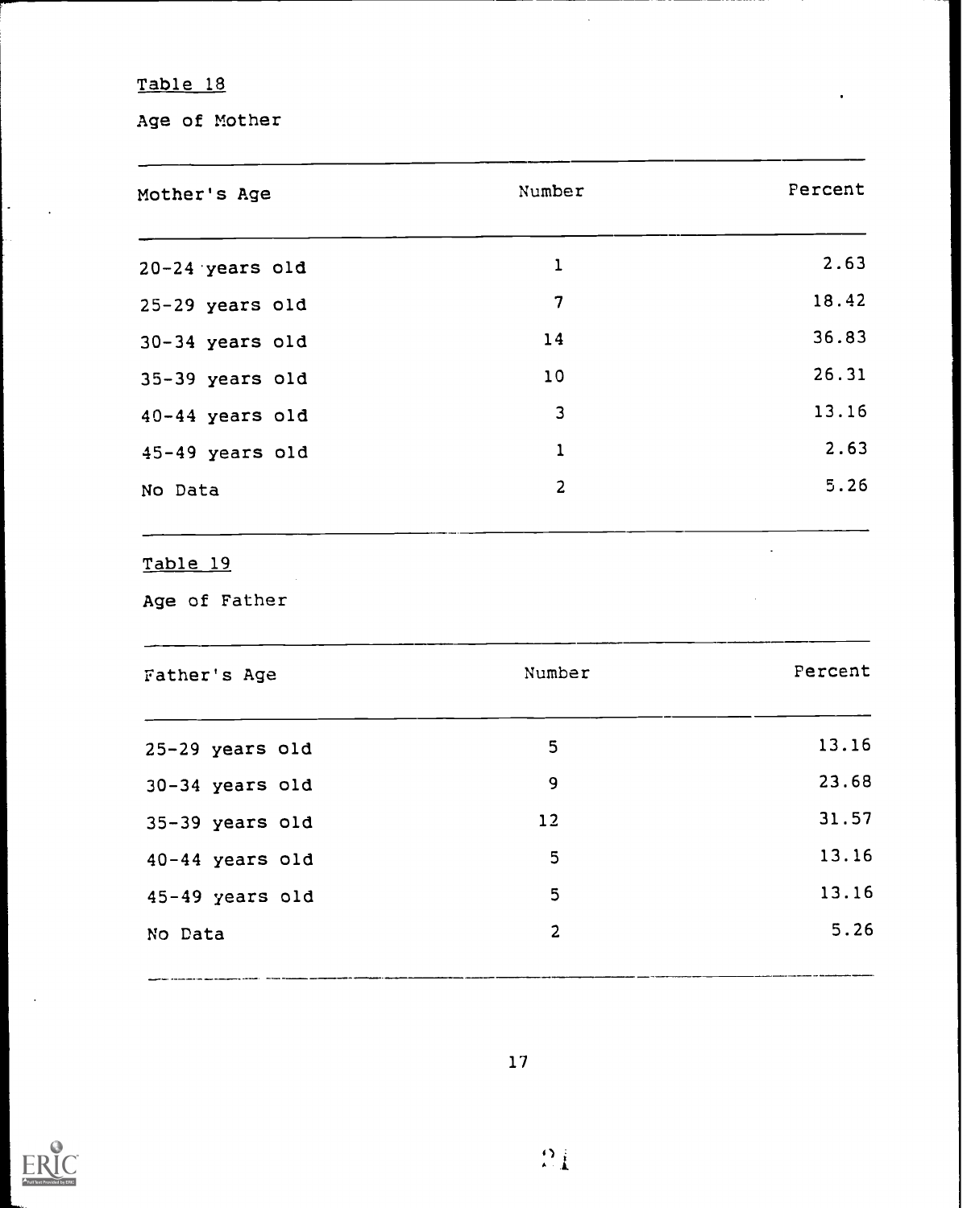Table 18

Age of Mother

| Mother's Age | Number | Percent |
|---|---|---|
| 20-24 years old | 1 | 2.63 |
| 25-29 years old | 7 | 18.42 |
| 30-34 years old | 14 | 36.83 |
| 35-39 years old | 10 | 26.31 |
| 40-44 years old | 3 | 13.16 |
| 45-49 years old | 1 | 2.63 |
| No Data | 2 | 5.26 |

Table 19

Age of Father

| Father's Age | Number | Percent |
|---|---|---|
| 25-29 years old | 5 | 13.16 |
| 30-34 years old | 9 | 23.68 |
| 35-39 years old | 12 | 31.57 |
| 40-44 years old | 5 | 13.16 |
| 45-49 years old | 5 | 13.16 |
| No Data | 2 | 5.26 |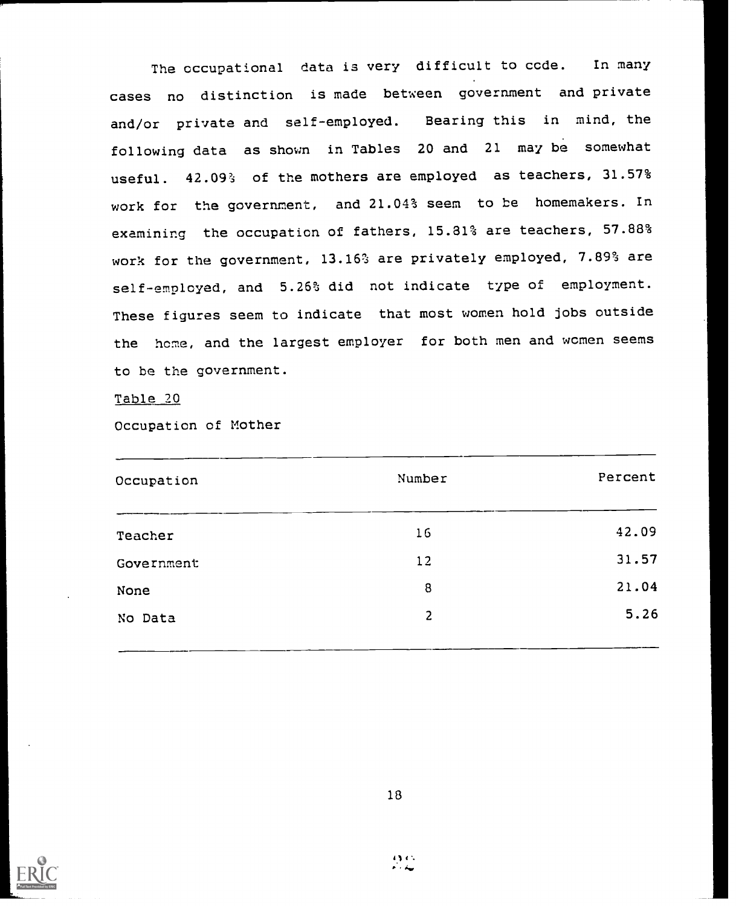The occupational data is very difficult to code. In many cases no distinction is made between government and private and/or private and self-employed. Bearing this in mind, the following data as shown in Tables 20 and 21 may be somewhat useful. 42.09% of the mothers are employed as teachers, 31.57% work for the government, and 21.04% seem to be homemakers. In examining the occupation of fathers, 15.81% are teachers, 57.88% work for the government, 13.16% are privately employed, 7.89% are self-employed, and 5.26% did not indicate type of employment. These figures seem to indicate that most women hold jobs outside the home, and the largest employer for both men and women seems to be the government.

Table 20

Occupation of Mother

| Occupation | Number | Percent |
|---|---|---|
| Teacher | 16 | 42.09 |
| Government | 12 | 31.57 |
| None | 8 | 21.04 |
| No Data | 2 | 5.26 |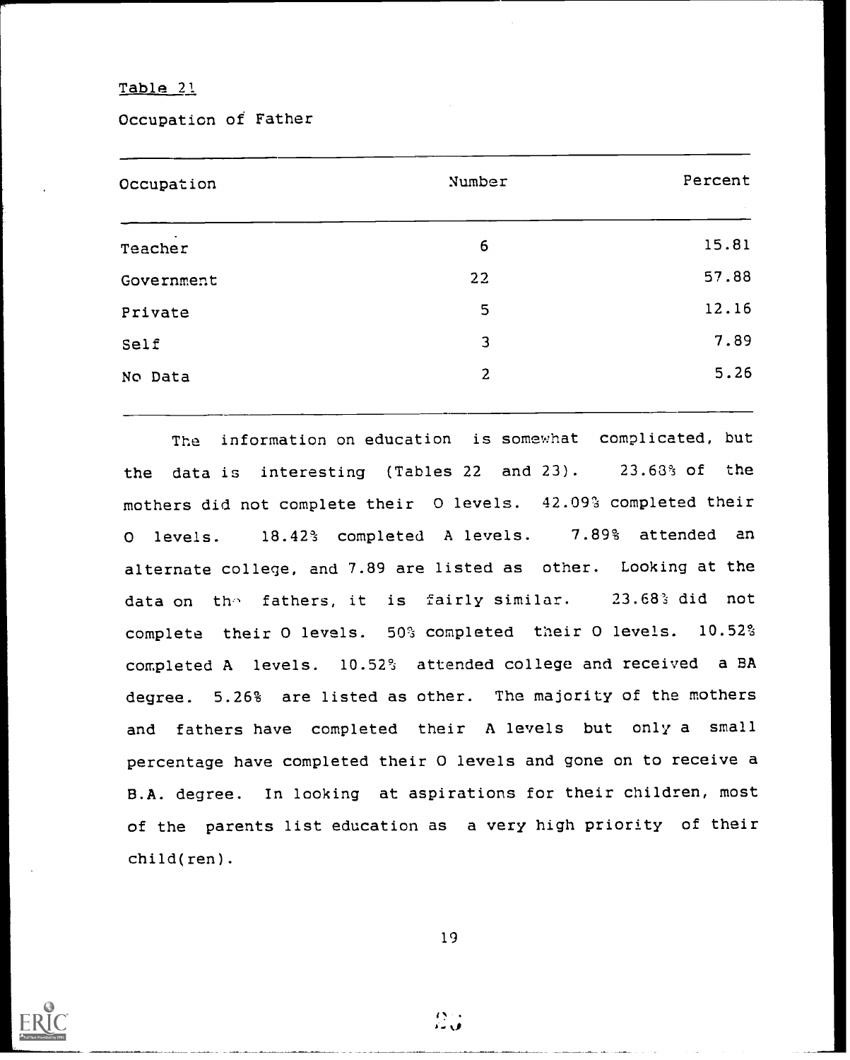Table 21

Occupation of Father

| Occupation | Number | Percent |
|---|---|---|
| Teacher | 6 | 15.81 |
| Government | 22 | 57.88 |
| Private | 5 | 12.16 |
| Self | 3 | 7.89 |
| No Data | 2 | 5.26 |

The information on education is somewhat complicated, but the data is interesting (Tables 22 and 23). 23.68% of the mothers did not complete their O levels. 42.09% completed their O levels. 18.42% completed A levels. 7.89% attended an alternate college, and 7.89 are listed as other. Looking at the data on the fathers, it is fairly similar. 23.68% did not complete their O levels. 50% completed their O levels. 10.52% completed A levels. 10.52% attended college and received a BA degree. 5.26% are listed as other. The majority of the mothers and fathers have completed their A levels but only a small percentage have completed their O levels and gone on to receive a B.A. degree. In looking at aspirations for their children, most of the parents list education as a very high priority of their child(ren).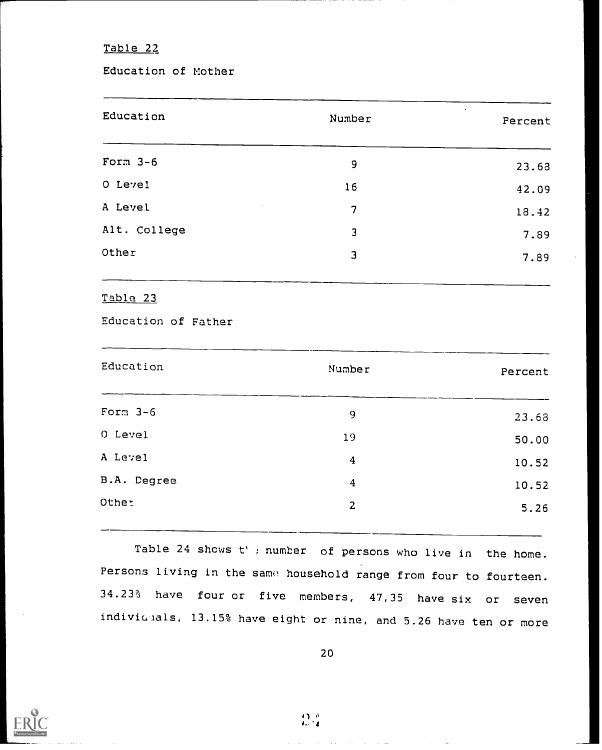Table 22

Education of Mother

| Education | Number | Percent |
|---|---|---|
| Form 3-6 | 9 | 23.68 |
| O Level | 16 | 42.09 |
| A Level | 7 | 18.42 |
| Alt. College | 3 | 7.89 |
| Other | 3 | 7.89 |

Table 23

Education of Father

| Education | Number | Percent |
|---|---|---|
| Form 3-6 | 9 | 23.68 |
| O Level | 19 | 50.00 |
| A Level | 4 | 10.52 |
| B.A. Degree | 4 | 10.52 |
| Other | 2 | 5.26 |

Table 24 shows the number of persons who live in the home. Persons living in the same household range from four to fourteen. 34.23% have four or five members, 47,35 have six or seven individuals, 13.15% have eight or nine, and 5.26 have ten or more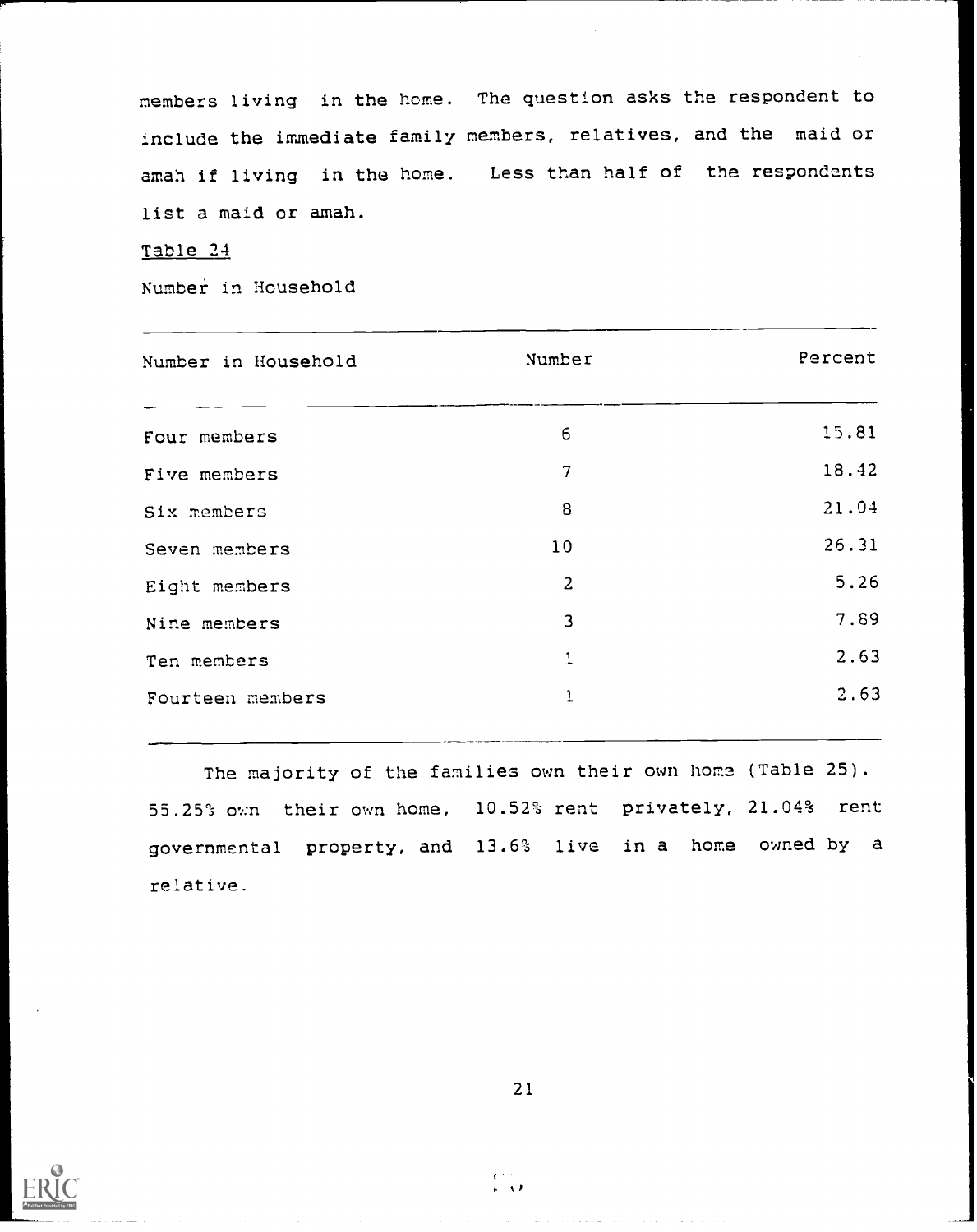members living in the home. The question asks the respondent to include the immediate family members, relatives, and the maid or amah if living in the home. Less than half of the respondents list a maid or amah.

Table 24

Number in Household

| Number in Household | Number | Percent |
|---|---|---|
| Four members | 6 | 15.81 |
| Five members | 7 | 18.42 |
| Six members | 8 | 21.04 |
| Seven members | 10 | 26.31 |
| Eight members | 2 | 5.26 |
| Nine members | 3 | 7.89 |
| Ten members | 1 | 2.63 |
| Fourteen members | 1 | 2.63 |

The majority of the families own their own home (Table 25). 55.25% own their own home, 10.52% rent privately, 21.04% rent governmental property, and 13.6% live in a home owned by a relative.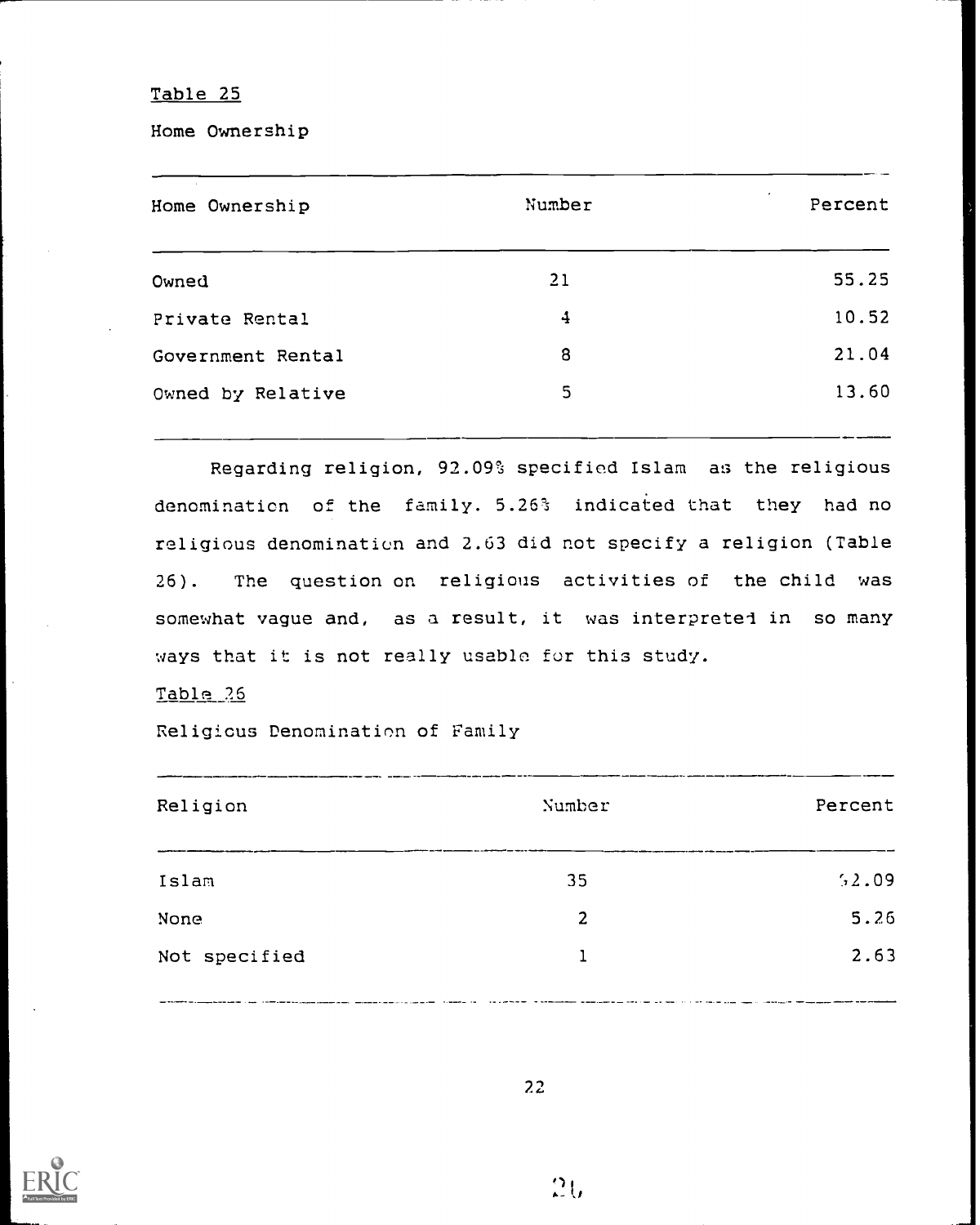Table 25

Home Ownership

| Home Ownership | Number | Percent |
| --- | --- | --- |
| Owned | 21 | 55.25 |
| Private Rental | 4 | 10.52 |
| Government Rental | 8 | 21.04 |
| Owned by Relative | 5 | 13.60 |

Regarding religion, 92.09% specified Islam as the religious denomination of the family. 5.26% indicated that they had no religious denomination and 2.63 did not specify a religion (Table 26). The question on religious activities of the child was somewhat vague and, as a result, it was interpreted in so many ways that it is not really usable for this study.

Table 26

Religious Denomination of Family

| Religion | Number | Percent |
| --- | --- | --- |
| Islam | 35 | 92.09 |
| None | 2 | 5.26 |
| Not specified | 1 | 2.63 |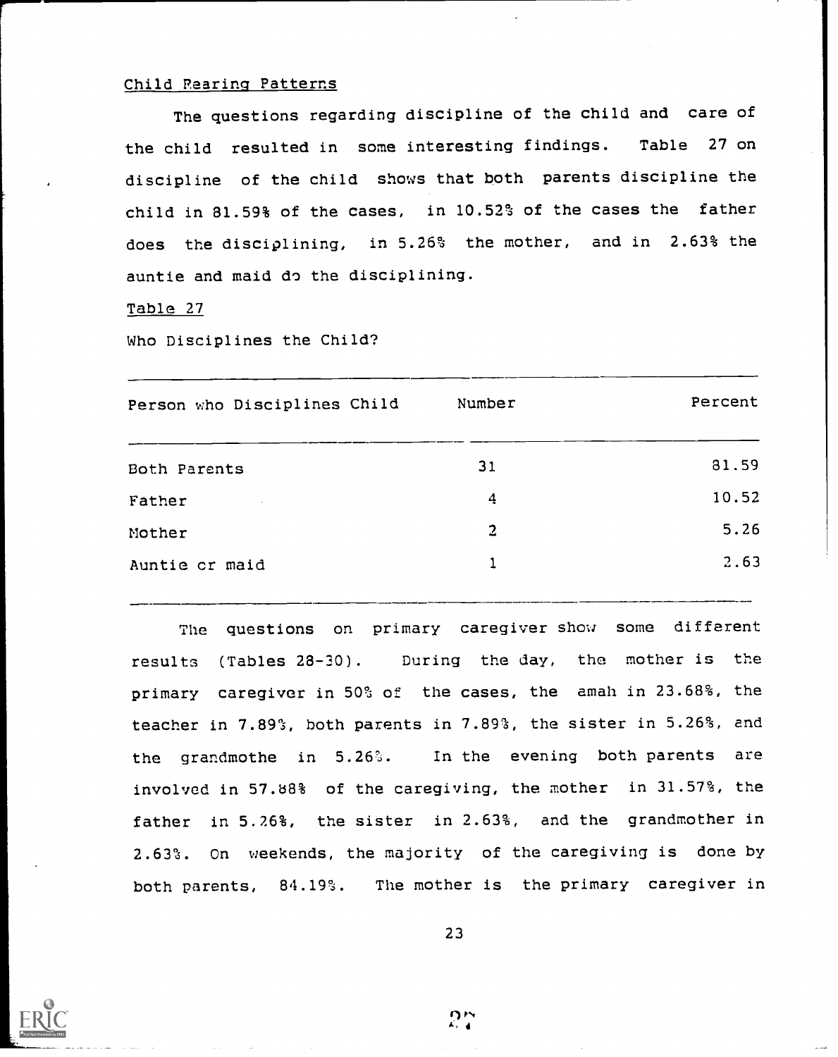## Child Rearing Patterns

The questions regarding discipline of the child and care of the child resulted in some interesting findings. Table 27 on discipline of the child shows that both parents discipline the child in 81.59% of the cases, in 10.52% of the cases the father does the disciplining, in 5.26% the mother, and in 2.63% the auntie and maid do the disciplining.

Table 27

Who Disciplines the Child?

| Person who Disciplines Child | Number | Percent |
|---|---|---|
| Both Parents | 31 | 81.59 |
| Father | 4 | 10.52 |
| Mother | 2 | 5.26 |
| Auntie or maid | 1 | 2.63 |

The questions on primary caregiver show some different results (Tables 28-30). During the day, the mother is the primary caregiver in 50% of the cases, the amah in 23.68%, the teacher in 7.89%, both parents in 7.89%, the sister in 5.26%, and the grandmothe in 5.26%. In the evening both parents are involved in 57.88% of the caregiving, the mother in 31.57%, the father in 5.26%, the sister in 2.63%, and the grandmother in 2.63%. On weekends, the majority of the caregiving is done by both parents, 84.19%. The mother is the primary caregiver in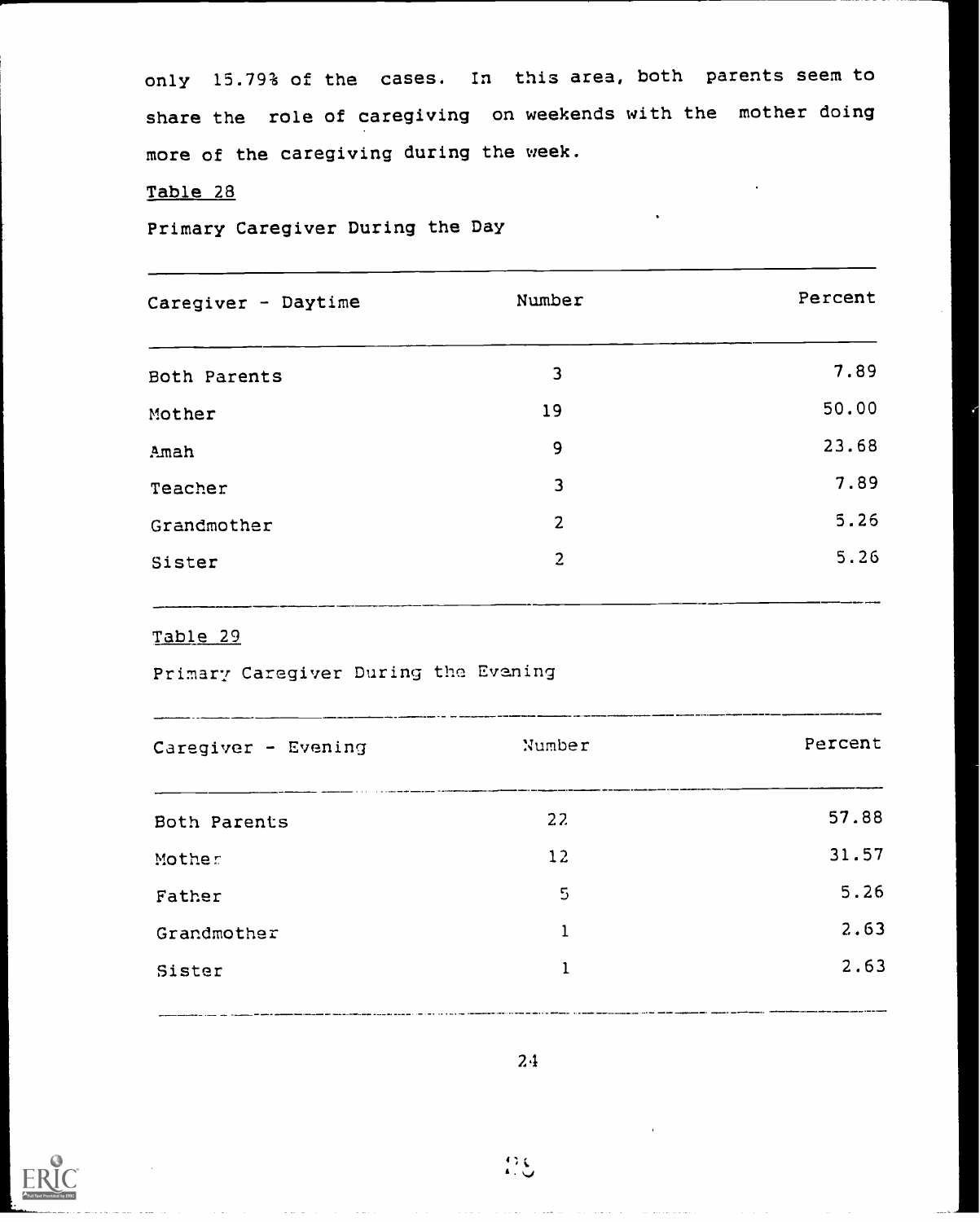only 15.79% of the cases. In this area, both parents seem to share the role of caregiving on weekends with the mother doing more of the caregiving during the week.

Table 28

Primary Caregiver During the Day

| Caregiver - Daytime | Number | Percent |
|---|---|---|
| Both Parents | 3 | 7.89 |
| Mother | 19 | 50.00 |
| Amah | 9 | 23.68 |
| Teacher | 3 | 7.89 |
| Grandmother | 2 | 5.26 |
| Sister | 2 | 5.26 |

Table 29

Primary Caregiver During the Evening

| Caregiver - Evening | Number | Percent |
|---|---|---|
| Both Parents | 22 | 57.88 |
| Mother | 12 | 31.57 |
| Father | 5 | 5.26 |
| Grandmother | 1 | 2.63 |
| Sister | 1 | 2.63 |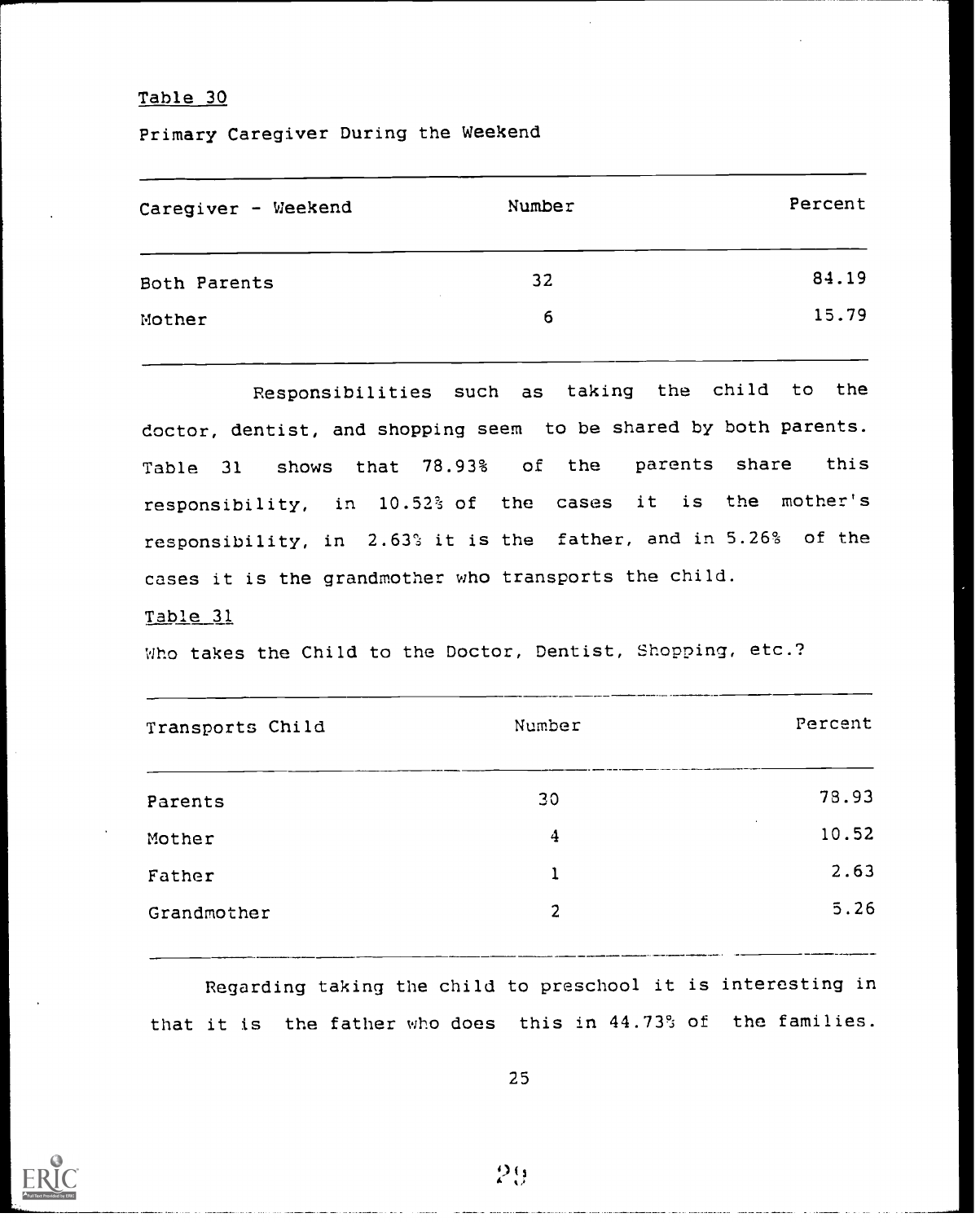Table 30

Primary Caregiver During the Weekend

| Caregiver - Weekend | Number | Percent |
|---|---|---|
| Both Parents | 32 | 84.19 |
| Mother | 6 | 15.79 |

Responsibilities such as taking the child to the doctor, dentist, and shopping seem to be shared by both parents. Table 31 shows that 78.93% of the parents share this responsibility, in 10.52% of the cases it is the mother's responsibility, in 2.63% it is the father, and in 5.26% of the cases it is the grandmother who transports the child.

Table 31

Who takes the Child to the Doctor, Dentist, Shopping, etc.?

| Transports Child | Number | Percent |
|---|---|---|
| Parents | 30 | 78.93 |
| Mother | 4 | 10.52 |
| Father | 1 | 2.63 |
| Grandmother | 2 | 5.26 |

Regarding taking the child to preschool it is interesting in that it is the father who does this in 44.73% of the families.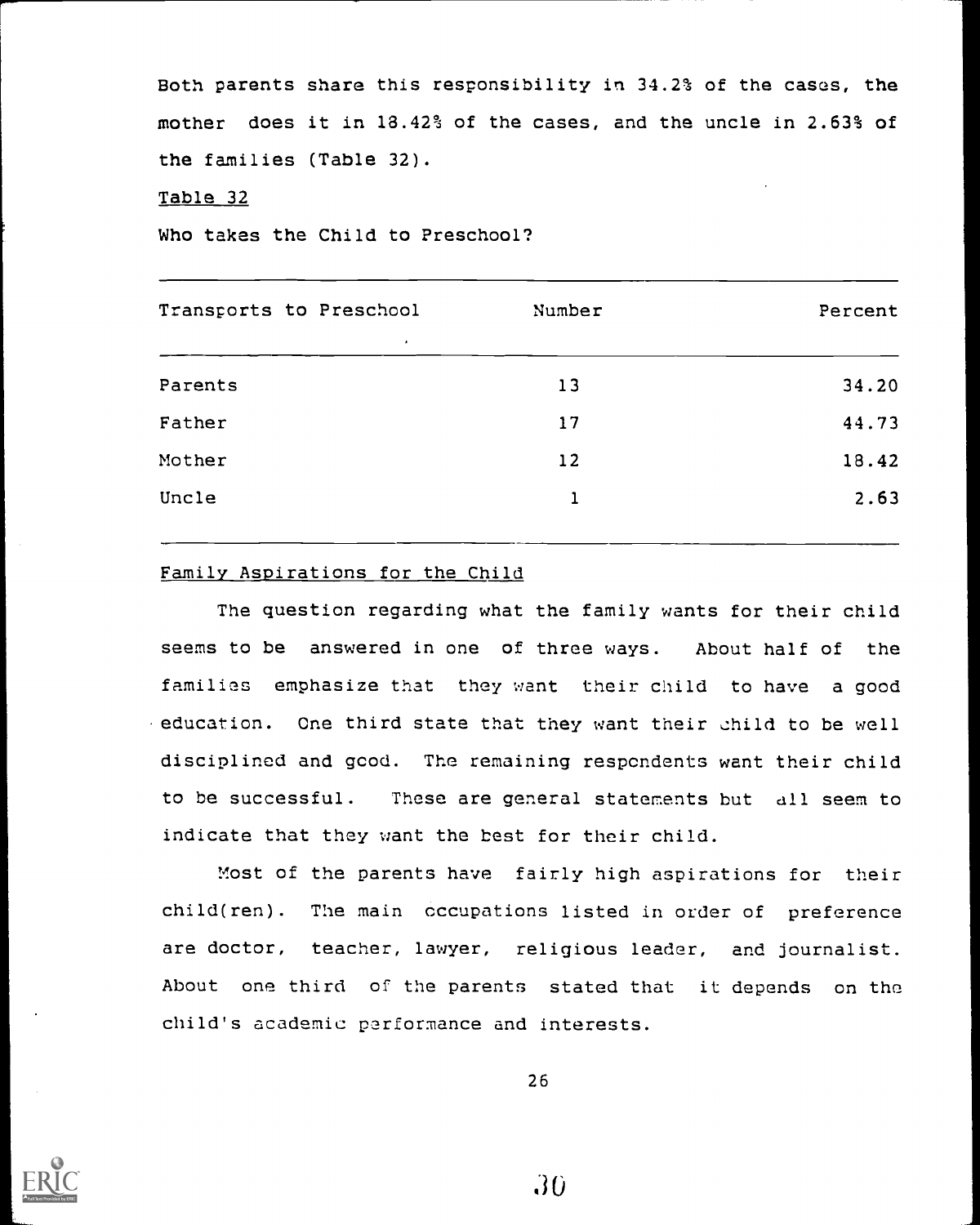Both parents share this responsibility in 34.2% of the cases, the mother does it in 18.42% of the cases, and the uncle in 2.63% of the families (Table 32).

Table 32

Who takes the Child to Preschool?

| Transports to Preschool | Number | Percent |
|---|---|---|
| Parents | 13 | 34.20 |
| Father | 17 | 44.73 |
| Mother | 12 | 18.42 |
| Uncle | 1 | 2.63 |

Family Aspirations for the Child

The question regarding what the family wants for their child seems to be answered in one of three ways. About half of the families emphasize that they want their child to have a good education. One third state that they want their child to be well disciplined and good. The remaining respondents want their child to be successful. These are general statements but all seem to indicate that they want the best for their child.

Most of the parents have fairly high aspirations for their child(ren). The main occupations listed in order of preference are doctor, teacher, lawyer, religious leader, and journalist. About one third of the parents stated that it depends on the child's academic performance and interests.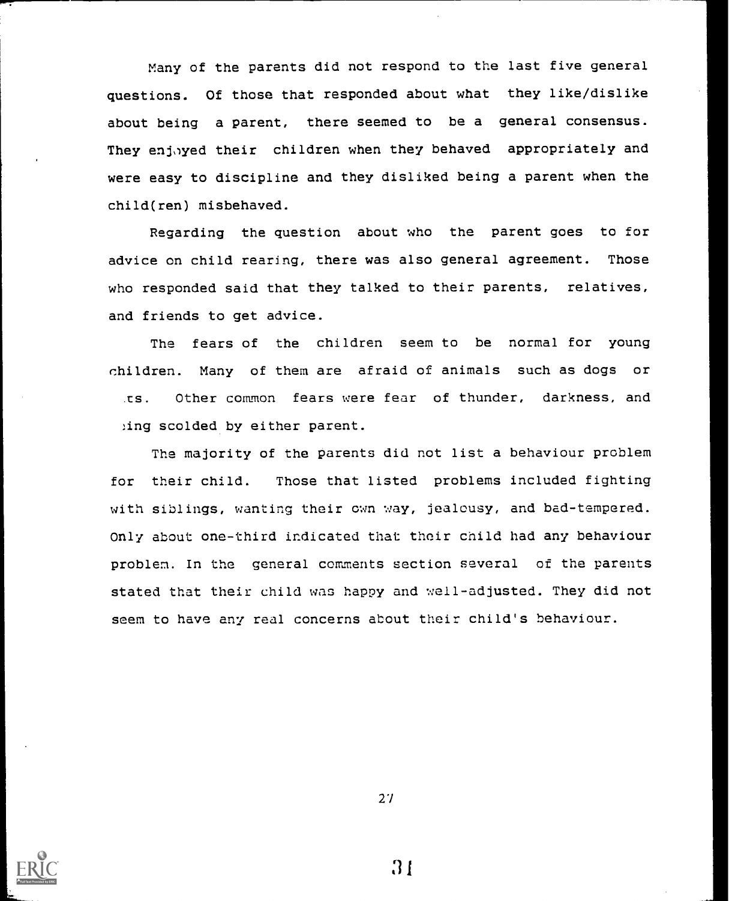Many of the parents did not respond to the last five general questions. Of those that responded about what they like/dislike about being a parent, there seemed to be a general consensus. They enjoyed their children when they behaved appropriately and were easy to discipline and they disliked being a parent when the child(ren) misbehaved.

Regarding the question about who the parent goes to for advice on child rearing, there was also general agreement. Those who responded said that they talked to their parents, relatives, and friends to get advice.

The fears of the children seem to be normal for young children. Many of them are afraid of animals such as dogs or cats. Other common fears were fear of thunder, darkness, and being scolded by either parent.

The majority of the parents did not list a behaviour problem for their child. Those that listed problems included fighting with siblings, wanting their own way, jealousy, and bad-tempered. Only about one-third indicated that their child had any behaviour problem. In the general comments section several of the parents stated that their child was happy and well-adjusted. They did not seem to have any real concerns about their child's behaviour.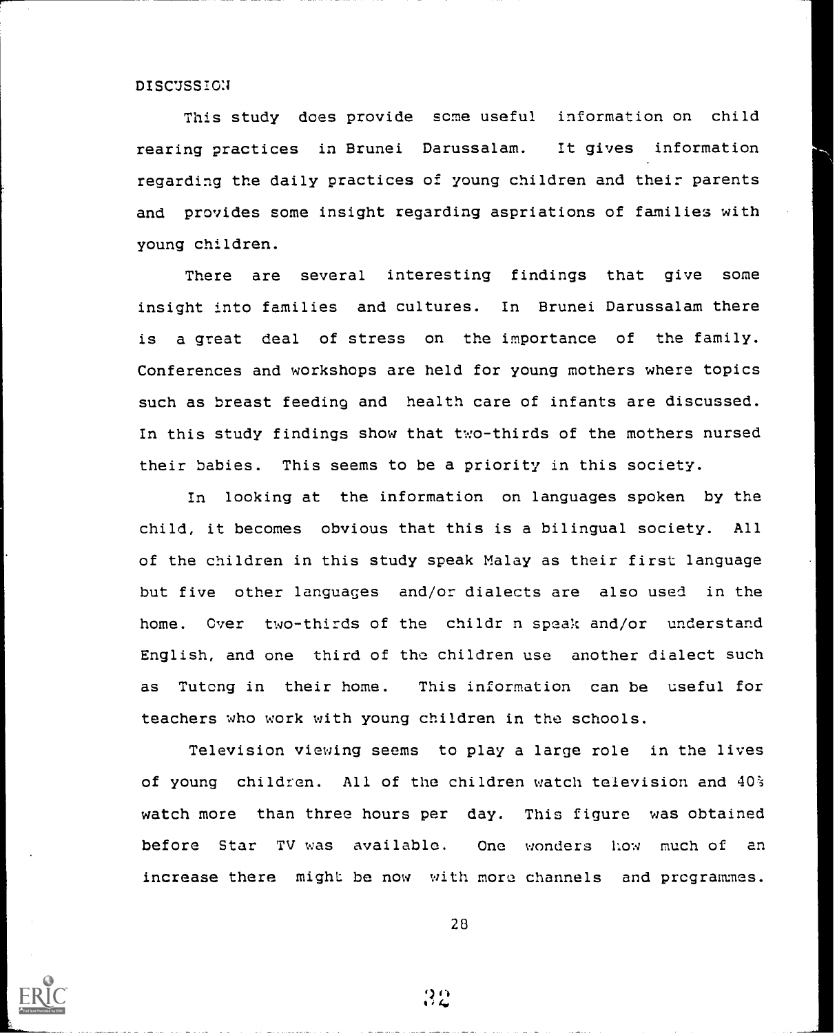## DISCUSSION

This study does provide some useful information on child rearing practices in Brunei Darussalam. It gives information regarding the daily practices of young children and their parents and provides some insight regarding aspriations of families with young children.

There are several interesting findings that give some insight into families and cultures. In Brunei Darussalam there is a great deal of stress on the importance of the family. Conferences and workshops are held for young mothers where topics such as breast feeding and health care of infants are discussed. In this study findings show that two-thirds of the mothers nursed their babies. This seems to be a priority in this society.

In looking at the information on languages spoken by the child, it becomes obvious that this is a bilingual society. All of the children in this study speak Malay as their first language but five other languages and/or dialects are also used in the home. Over two-thirds of the childr n speak and/or understand English, and one third of the children use another dialect such as Tutong in their home. This information can be useful for teachers who work with young children in the schools.

Television viewing seems to play a large role in the lives of young children. All of the children watch television and 40% watch more than three hours per day. This figure was obtained before Star TV was available. One wonders how much of an increase there might be now with more channels and programmes.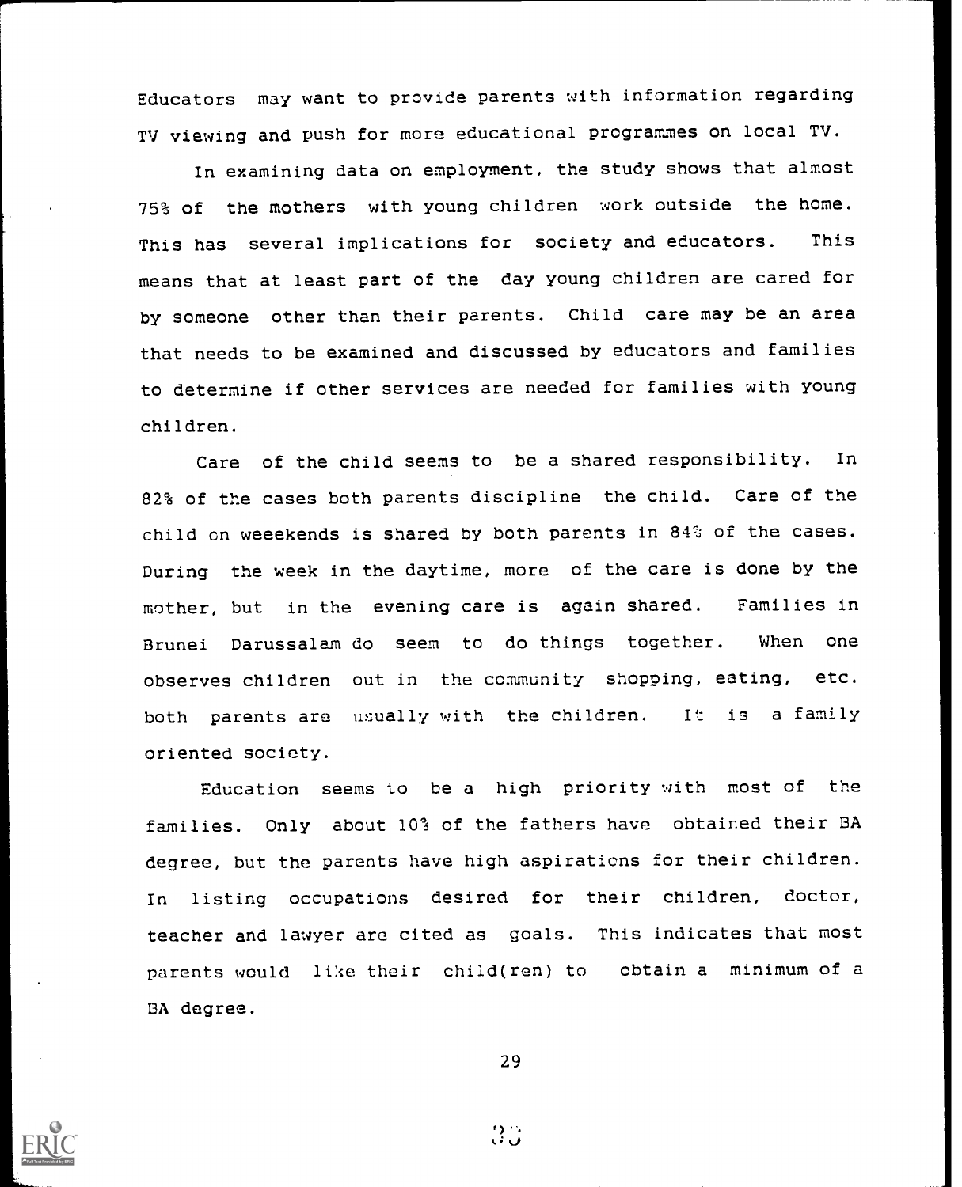Educators may want to provide parents with information regarding TV viewing and push for more educational programmes on local TV.

In examining data on employment, the study shows that almost 75% of the mothers with young children work outside the home. This has several implications for society and educators. This means that at least part of the day young children are cared for by someone other than their parents. Child care may be an area that needs to be examined and discussed by educators and families to determine if other services are needed for families with young children.

Care of the child seems to be a shared responsibility. In 82% of the cases both parents discipline the child. Care of the child on weeekends is shared by both parents in 84% of the cases. During the week in the daytime, more of the care is done by the mother, but in the evening care is again shared. Families in Brunei Darussalam do seem to do things together. When one observes children out in the community shopping, eating, etc. both parents are usually with the children. It is a family oriented society.

Education seems to be a high priority with most of the families. Only about 10% of the fathers have obtained their BA degree, but the parents have high aspirations for their children. In listing occupations desired for their children, doctor, teacher and lawyer are cited as goals. This indicates that most parents would like their child(ren) to obtain a minimum of a BA degree.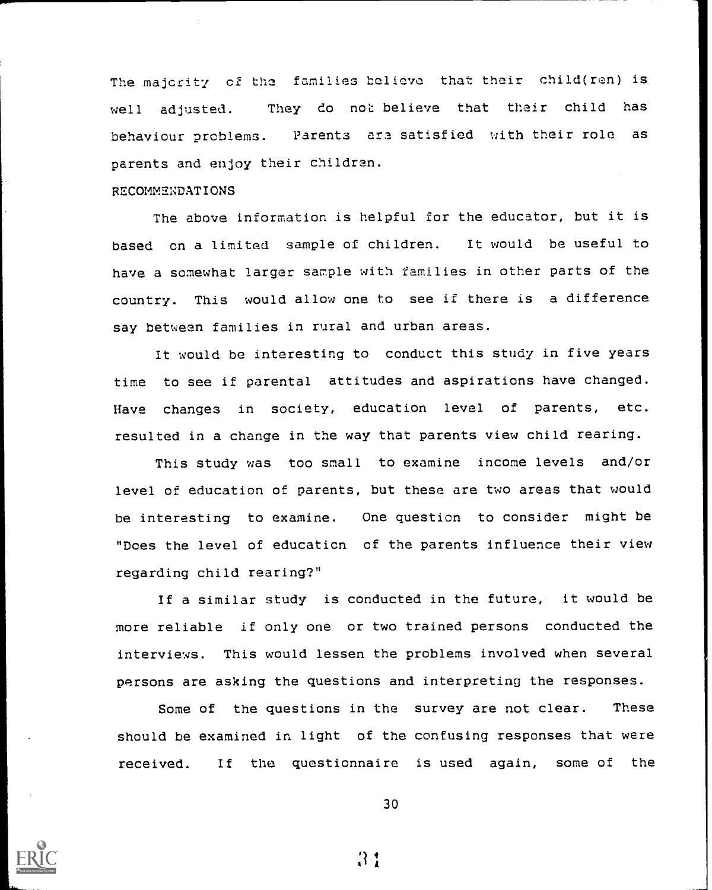The majority of the families believe that their child(ren) is well adjusted. They do not believe that their child has behaviour problems. Parents are satisfied with their role as parents and enjoy their children.

## RECOMMENDATIONS

The above information is helpful for the educator, but it is based on a limited sample of children. It would be useful to have a somewhat larger sample with families in other parts of the country. This would allow one to see if there is a difference say between families in rural and urban areas.

It would be interesting to conduct this study in five years time to see if parental attitudes and aspirations have changed. Have changes in society, education level of parents, etc. resulted in a change in the way that parents view child rearing.

This study was too small to examine income levels and/or level of education of parents, but these are two areas that would be interesting to examine. One question to consider might be "Does the level of education of the parents influence their view regarding child rearing?"

If a similar study is conducted in the future, it would be more reliable if only one or two trained persons conducted the interviews. This would lessen the problems involved when several persons are asking the questions and interpreting the responses.

Some of the questions in the survey are not clear. These should be examined in light of the confusing responses that were received. If the questionnaire is used again, some of the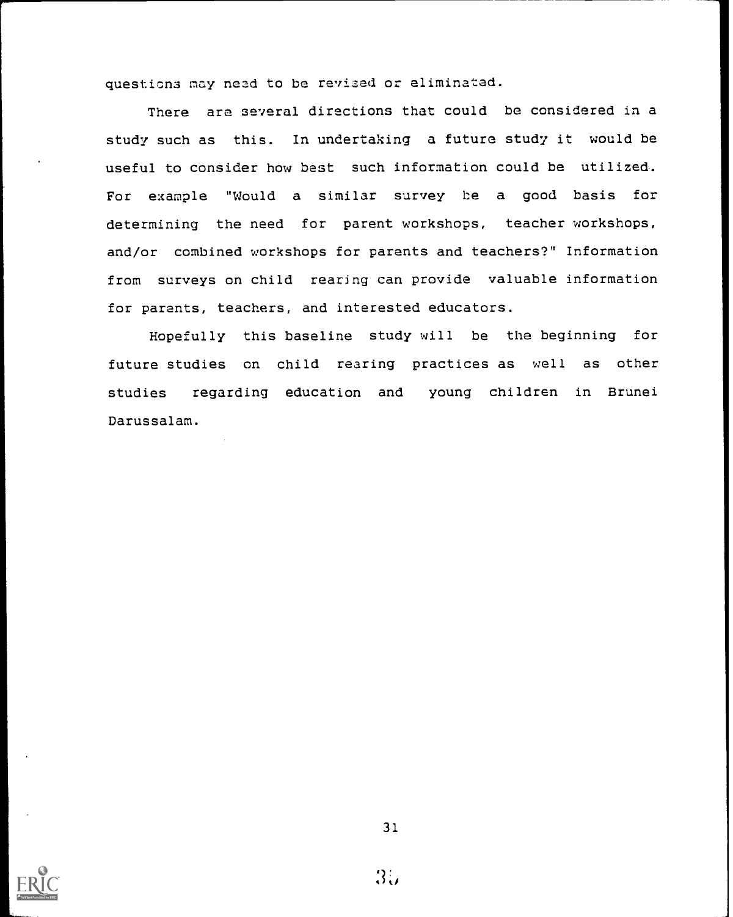questions may need to be revised or eliminated.

There are several directions that could be considered in a study such as this. In undertaking a future study it would be useful to consider how best such information could be utilized. For example "Would a similar survey be a good basis for determining the need for parent workshops, teacher workshops, and/or combined workshops for parents and teachers?" Information from surveys on child rearing can provide valuable information for parents, teachers, and interested educators.

Hopefully this baseline study will be the beginning for future studies on child rearing practices as well as other studies regarding education and young children in Brunei Darussalam.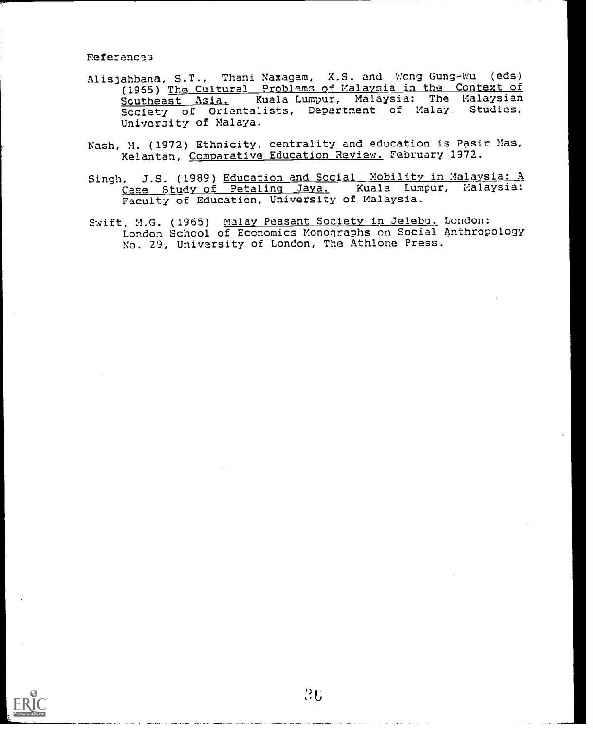# References

Alisjahbana, S.T., Thani Naxagam, X.S. and Wong Gung-Wu (eds) (1965) The Cultural Problems of Malaysia in the Context of Southeast Asia. Kuala Lumpur, Malaysia: The Malaysian Society of Orientalists, Department of Malay Studies, University of Malaya.

Nash, M. (1972) Ethnicity, centrality and education is Pasir Mas, Kelantan, Comparative Education Review. February 1972.

Singh, J.S. (1989) Education and Social Mobility in Malaysia: A Case Study of Petaling Jaya. Kuala Lumpur, Malaysia: Faculty of Education, University of Malaysia.

Swift, M.G. (1965) Malay Peasant Society in Jelebu. London: London School of Economics Monographs on Social Anthropology No. 29, University of London, The Athlone Press.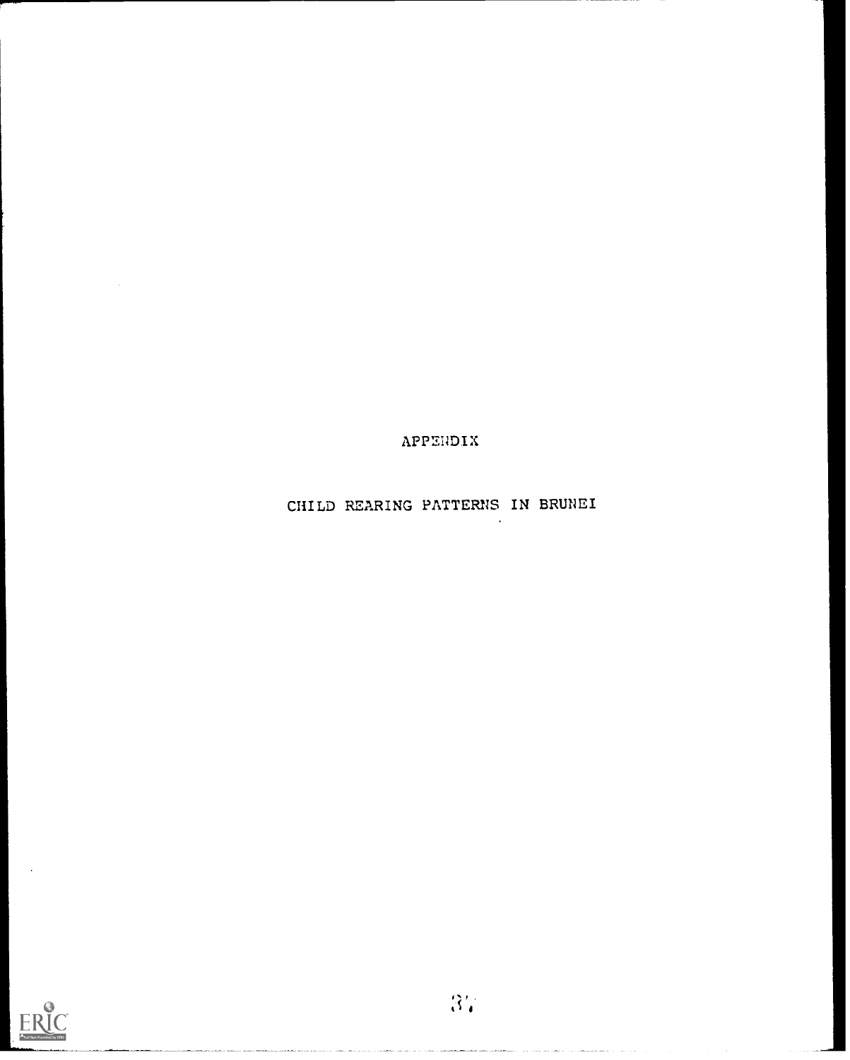# APPENDIX

## CHILD REARING PATTERNS IN BRUNEI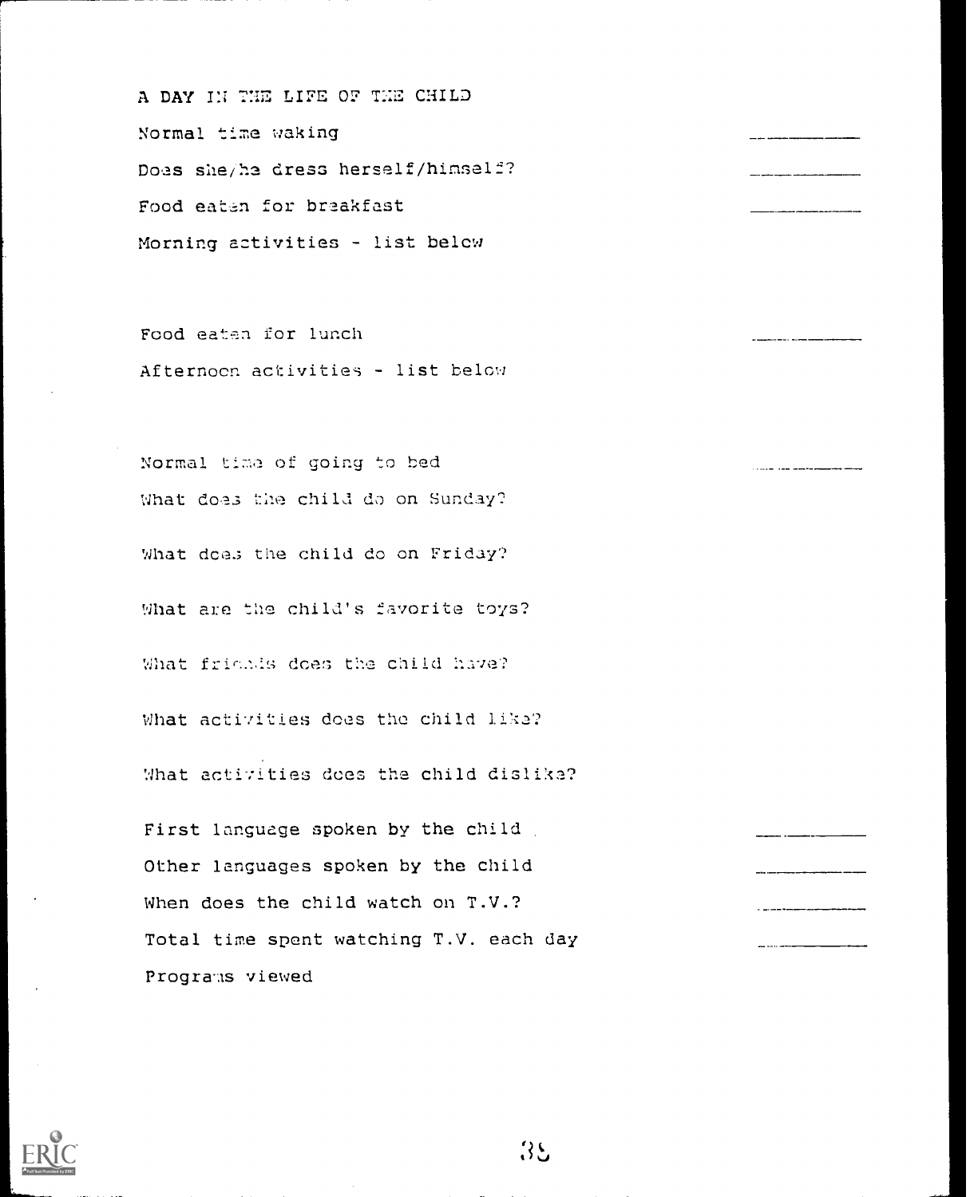# A DAY IN THE LIFE OF THE CHILD

Normal time waking \_\_\_\_\_\_\_\_\_\_

Does she/he dress herself/himself? \_\_\_\_\_\_\_\_\_\_

Food eaten for breakfast \_\_\_\_\_\_\_\_\_\_

Morning activities - list below

Food eaten for lunch \_\_\_\_\_\_\_\_\_\_

Afternoon activities - list below

Normal time of going to bed \_\_\_\_\_\_\_\_\_\_

What does the child do on Sunday?

What does the child do on Friday?

What are the child's favorite toys?

What friends does the child have?

What activities does the child like?

What activities does the child dislike?

First language spoken by the child \_\_\_\_\_\_\_\_\_\_

Other languages spoken by the child \_\_\_\_\_\_\_\_\_\_

When does the child watch on T.V.? \_\_\_\_\_\_\_\_\_\_

Total time spent watching T.V. each day \_\_\_\_\_\_\_\_\_\_

Programs viewed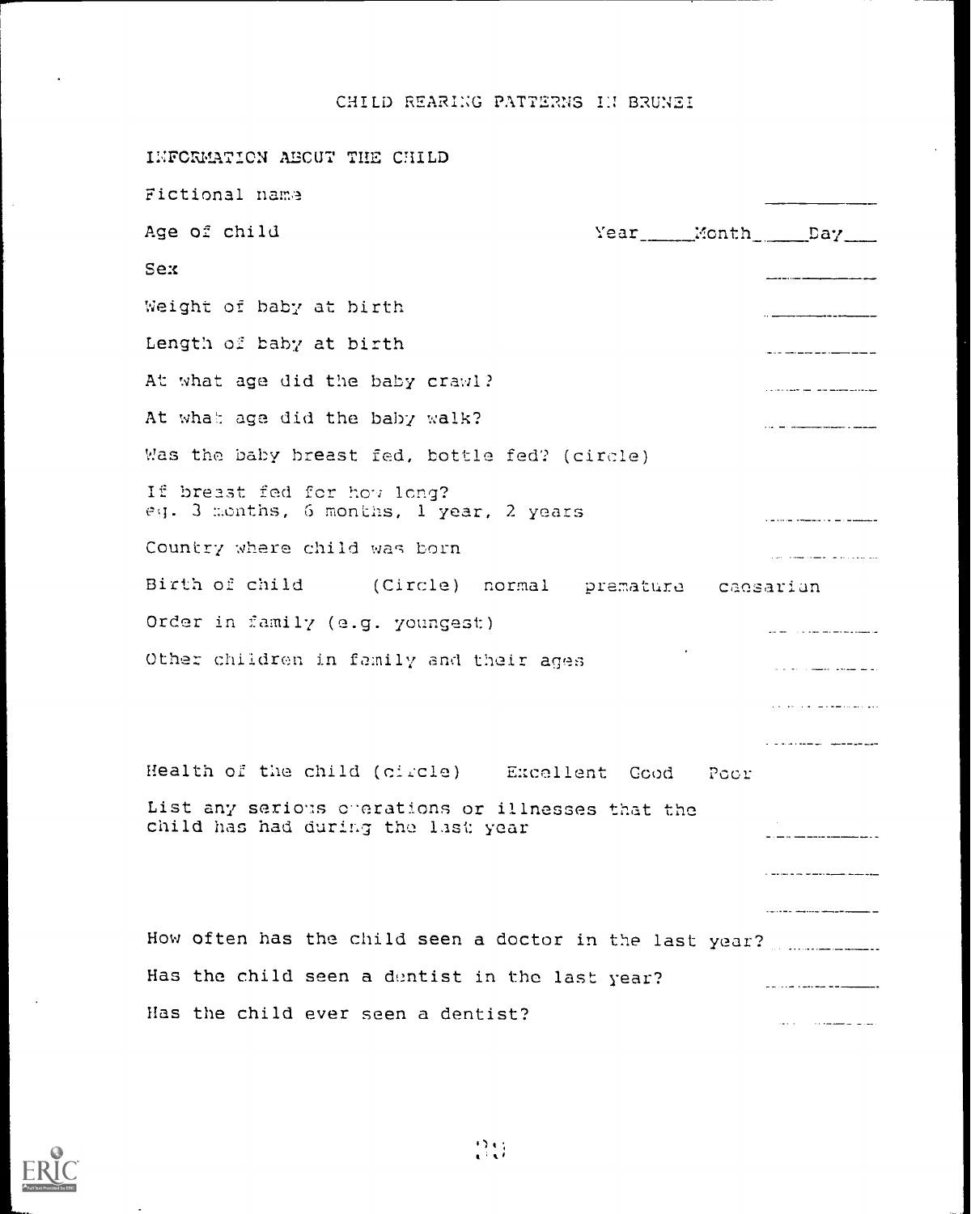# CHILD REARING PATTERNS IN BRUNEI

## INFORMATION ABOUT THE CHILD

Fictional name ____________

Age of child Year_____Month_____Day___

Sex ____________

Weight of baby at birth ____________

Length of baby at birth ____________

At what age did the baby crawl? ____________

At what age did the baby walk? ____________

Was the baby breast fed, bottle fed? (circle)

If breast fed for how long?
eg. 3 months, 6 months, 1 year, 2 years ____________

Country where child was born ____________

Birth of child (Circle) normal premature caesarian

Order in family (e.g. youngest) ____________

Other children in family and their ages ____________

____________

____________

Health of the child (circle) Excellent Good Poor

List any serious operations or illnesses that the child has had during the last year ____________

____________

____________

How often has the child seen a doctor in the last year? ____________

Has the child seen a dentist in the last year? ____________

Has the child ever seen a dentist? ____________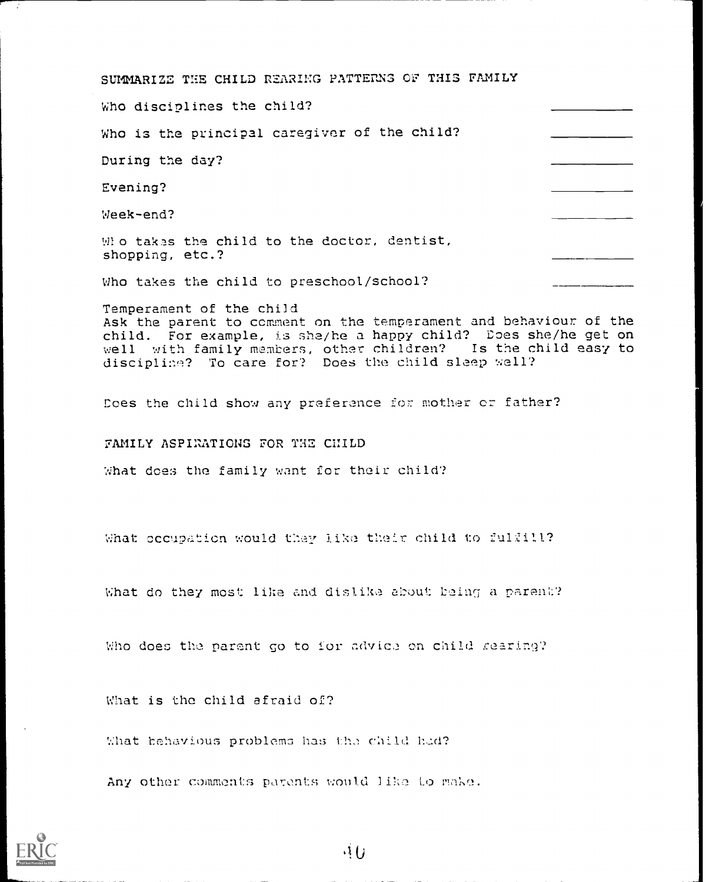## SUMMARIZE THE CHILD REARING PATTERNS OF THIS FAMILY

Who disciplines the child? \_\_\_\_\_\_\_\_\_\_

Who is the principal caregiver of the child? \_\_\_\_\_\_\_\_\_\_

During the day? \_\_\_\_\_\_\_\_\_\_

Evening? \_\_\_\_\_\_\_\_\_\_

Week-end? \_\_\_\_\_\_\_\_\_\_

Who takes the child to the doctor, dentist, shopping, etc.? \_\_\_\_\_\_\_\_\_\_

Who takes the child to preschool/school? \_\_\_\_\_\_\_\_\_\_

Temperament of the child
Ask the parent to comment on the temperament and behaviour of the child. For example, is she/he a happy child? Does she/he get on well with family members, other children? Is the child easy to discipline? To care for? Does the child sleep well?

Does the child show any preference for mother or father?

## FAMILY ASPIRATIONS FOR THE CHILD

What does the family want for their child?

What occupation would they like their child to fulfill?

What do they most like and dislike about being a parent?

Who does the parent go to for advice on child rearing?

What is the child afraid of?

What behavious problems has the child had?

Any other comments parents would like to make.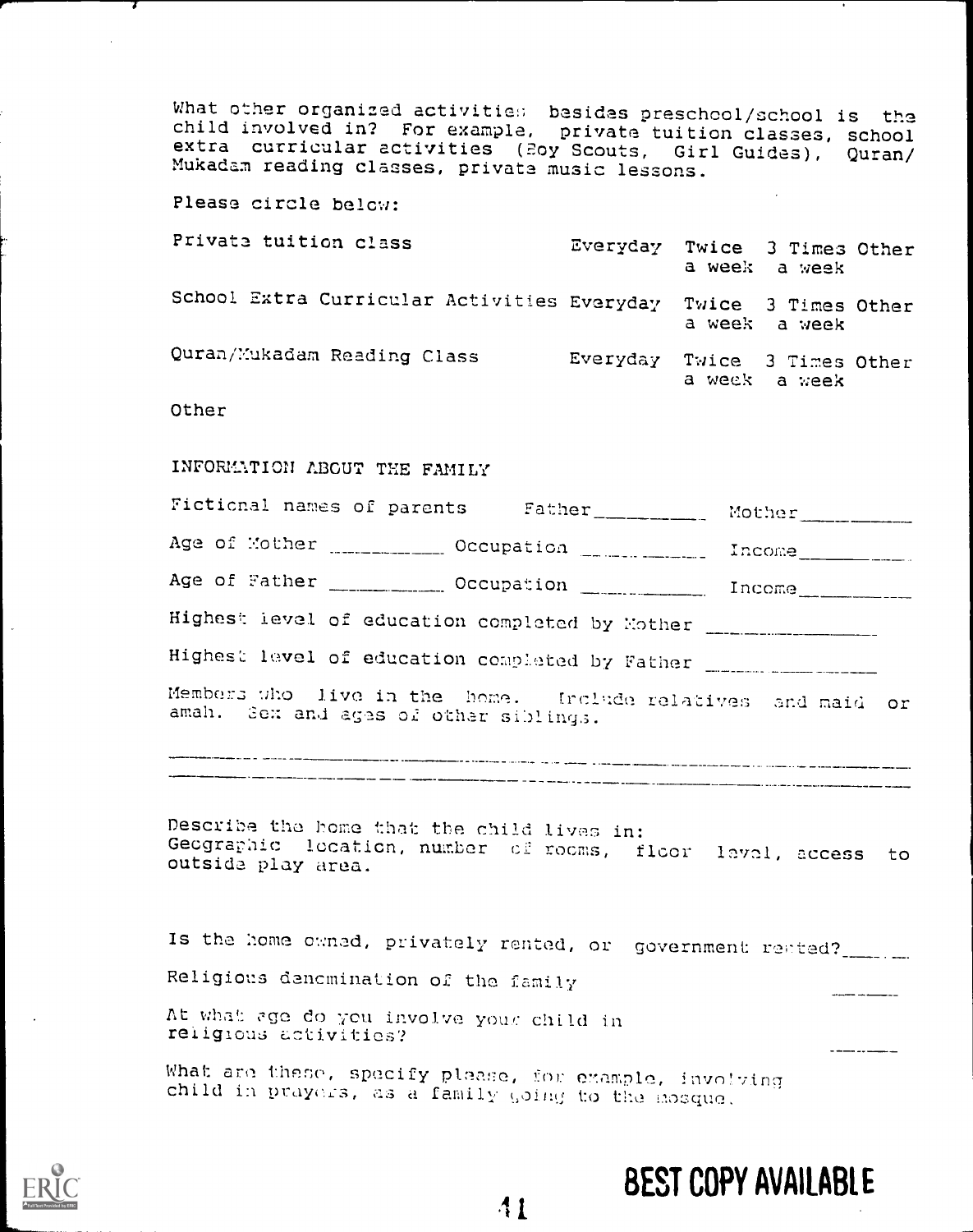What other organized activities besides preschool/school is the child involved in? For example, private tuition classes, school extra curricular activities (Boy Scouts, Girl Guides), Quran/ Mukadam reading classes, private music lessons.

Please circle below:

| | | | | |
|---|---|---|---|---|
| Private tuition class | Everyday | Twice a week | 3 Times a week | Other |
| School Extra Curricular Activities | Everyday | Twice a week | 3 Times a week | Other |
| Quran/Mukadam Reading Class | Everyday | Twice a week | 3 Times a week | Other |

Other

INFORMATION ABOUT THE FAMILY

Fictional names of parents Father__________ Mother__________

Age of Mother __________ Occupation __________ Income__________

Age of Father __________ Occupation __________ Income__________

Highest level of education completed by Mother __________

Highest level of education completed by Father __________

Members who live in the home. Include relatives and maid or amah. Sex and ages of other siblings.

______________________________________________________________

______________________________________________________________

Describe the home that the child lives in:
Geographic location, number of rooms, floor level, access to outside play area.

Is the home owned, privately rented, or government rented?______

Religious denomination of the family ______

At what age do you involve your child in religious activities? ______

What are these, specify please, for example, involving child in prayers, as a family going to the mosque.

**BEST COPY AVAILABLE**